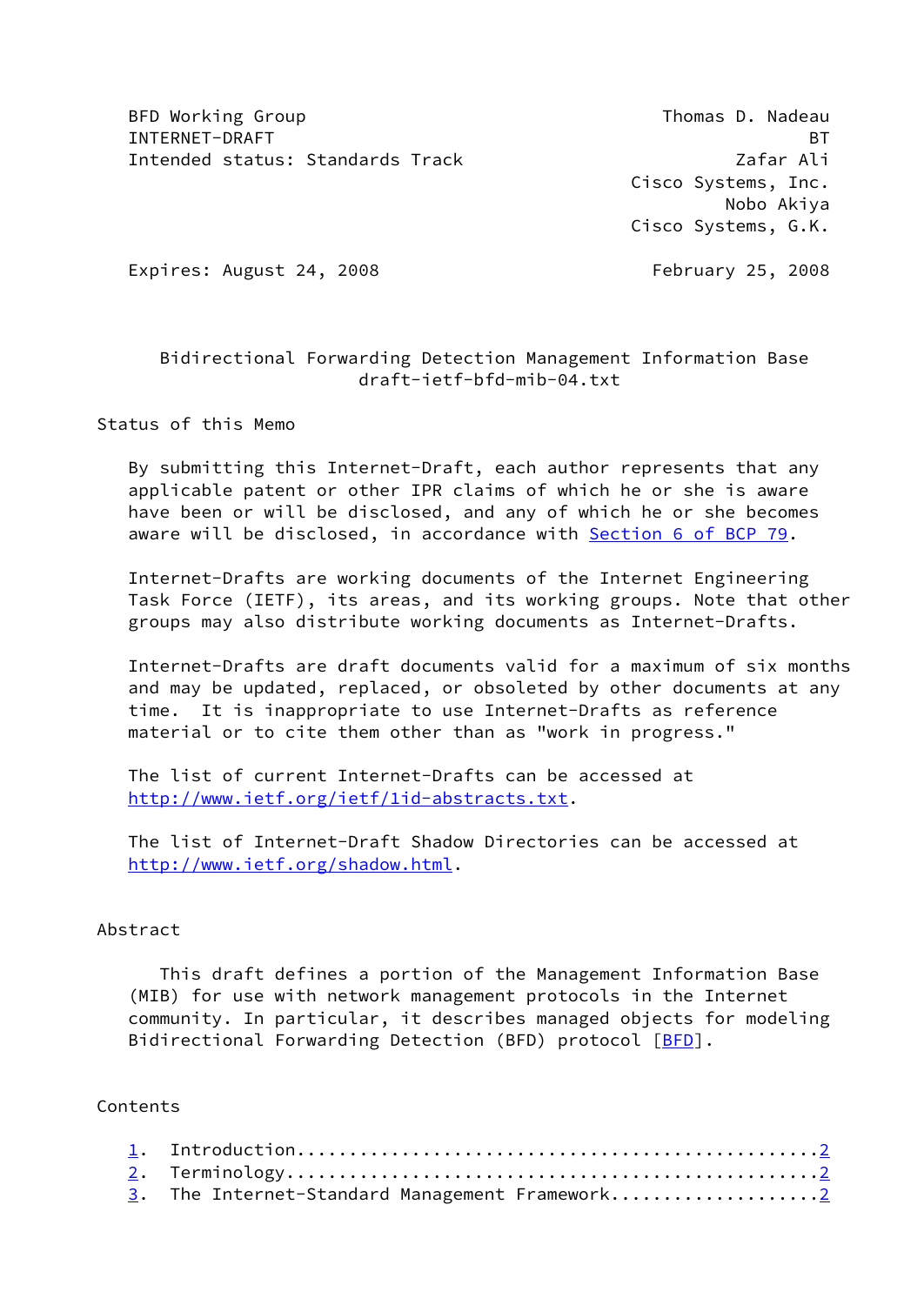BFD Working Group — Thomas D. Nadeau, BT
INTERNET-DRAFT — Zafar Ali, Cisco Systems, Inc.
Intended status: Standards Track — Nobo Akiya, Cisco Systems, G.K.

Expires: August 24, 2008 — February 25, 2008

# Bidirectional Forwarding Detection Management Information Base
draft-ietf-bfd-mib-04.txt

## Status of this Memo

By submitting this Internet-Draft, each author represents that any applicable patent or other IPR claims of which he or she is aware have been or will be disclosed, and any of which he or she becomes aware will be disclosed, in accordance with Section 6 of BCP 79.

Internet-Drafts are working documents of the Internet Engineering Task Force (IETF), its areas, and its working groups. Note that other groups may also distribute working documents as Internet-Drafts.

Internet-Drafts are draft documents valid for a maximum of six months and may be updated, replaced, or obsoleted by other documents at any time. It is inappropriate to use Internet-Drafts as reference material or to cite them other than as "work in progress."

The list of current Internet-Drafts can be accessed at http://www.ietf.org/ietf/1id-abstracts.txt.

The list of Internet-Draft Shadow Directories can be accessed at http://www.ietf.org/shadow.html.

## Abstract

This draft defines a portion of the Management Information Base (MIB) for use with network management protocols in the Internet community. In particular, it describes managed objects for modeling Bidirectional Forwarding Detection (BFD) protocol [BFD].

## Contents

1. Introduction....................................................2
2. Terminology.....................................................2
3. The Internet-Standard Management Framework......................2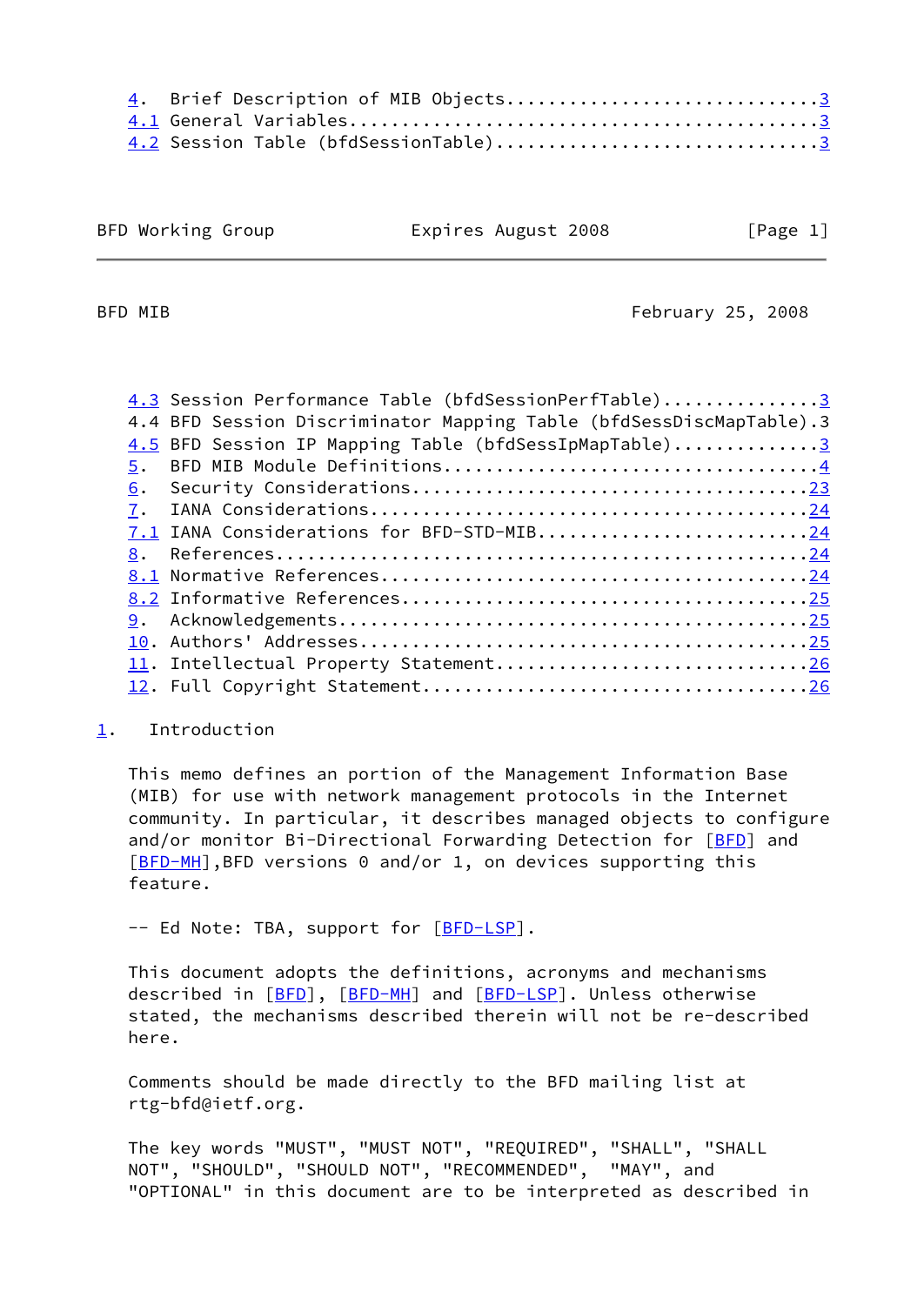4. Brief Description of MIB Objects.............................3
4.1 General Variables.............................................3
4.2 Session Table (bfdSessionTable)...............................3
4.3 Session Performance Table (bfdSessionPerfTable)...............3
4.4 BFD Session Discriminator Mapping Table (bfdSessDiscMapTable).3
4.5 BFD Session IP Mapping Table (bfdSessIpMapTable)..............3
5. BFD MIB Module Definitions..................................4
6. Security Considerations....................................23
7. IANA Considerations........................................24
7.1 IANA Considerations for BFD-STD-MIB..........................24
8. References.................................................24
8.1 Normative References.........................................24
8.2 Informative References.......................................25
9. Acknowledgements...........................................25
10. Authors' Addresses........................................25
11. Intellectual Property Statement...........................26
12. Full Copyright Statement..................................26

# 1. Introduction

This memo defines an portion of the Management Information Base (MIB) for use with network management protocols in the Internet community. In particular, it describes managed objects to configure and/or monitor Bi-Directional Forwarding Detection for [BFD] and [BFD-MH],BFD versions 0 and/or 1, on devices supporting this feature.

-- Ed Note: TBA, support for [BFD-LSP].

This document adopts the definitions, acronyms and mechanisms described in [BFD], [BFD-MH] and [BFD-LSP]. Unless otherwise stated, the mechanisms described therein will not be re-described here.

Comments should be made directly to the BFD mailing list at rtg-bfd@ietf.org.

The key words "MUST", "MUST NOT", "REQUIRED", "SHALL", "SHALL NOT", "SHOULD", "SHOULD NOT", "RECOMMENDED", "MAY", and "OPTIONAL" in this document are to be interpreted as described in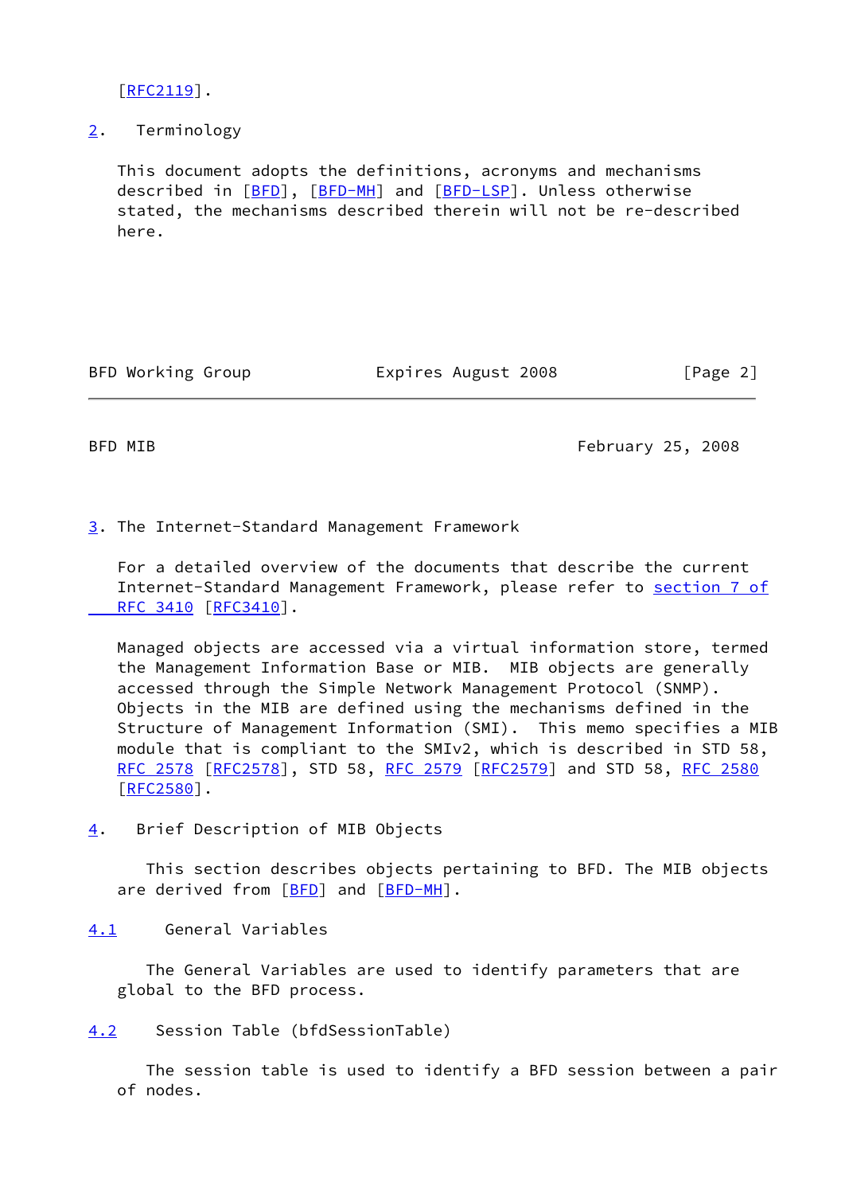[RFC2119].

## 2. Terminology

This document adopts the definitions, acronyms and mechanisms described in [BFD], [BFD-MH] and [BFD-LSP]. Unless otherwise stated, the mechanisms described therein will not be re-described here.

## 3. The Internet-Standard Management Framework

For a detailed overview of the documents that describe the current Internet-Standard Management Framework, please refer to section 7 of RFC 3410 [RFC3410].

Managed objects are accessed via a virtual information store, termed the Management Information Base or MIB. MIB objects are generally accessed through the Simple Network Management Protocol (SNMP). Objects in the MIB are defined using the mechanisms defined in the Structure of Management Information (SMI). This memo specifies a MIB module that is compliant to the SMIv2, which is described in STD 58, RFC 2578 [RFC2578], STD 58, RFC 2579 [RFC2579] and STD 58, RFC 2580 [RFC2580].

## 4. Brief Description of MIB Objects

This section describes objects pertaining to BFD. The MIB objects are derived from [BFD] and [BFD-MH].

### 4.1 General Variables

The General Variables are used to identify parameters that are global to the BFD process.

### 4.2 Session Table (bfdSessionTable)

The session table is used to identify a BFD session between a pair of nodes.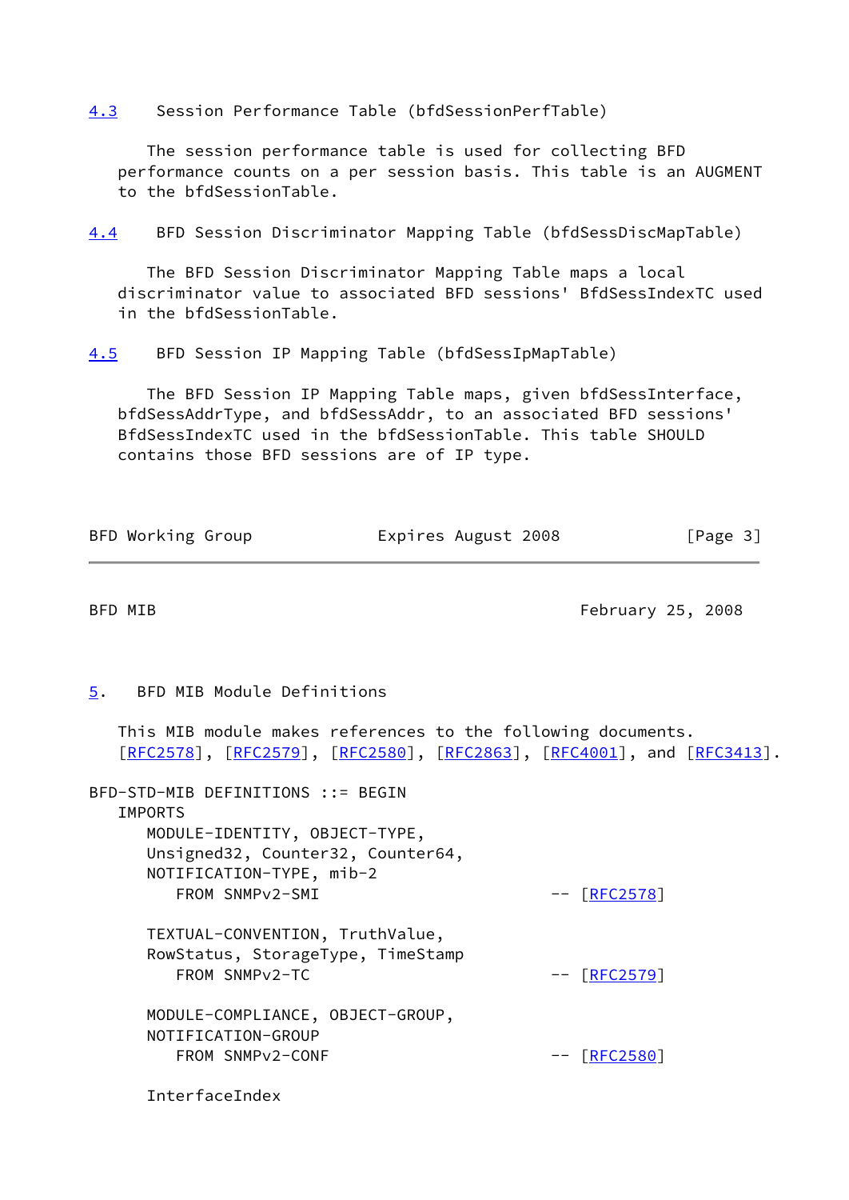### 4.3 Session Performance Table (bfdSessionPerfTable)

The session performance table is used for collecting BFD performance counts on a per session basis. This table is an AUGMENT to the bfdSessionTable.

### 4.4 BFD Session Discriminator Mapping Table (bfdSessDiscMapTable)

The BFD Session Discriminator Mapping Table maps a local discriminator value to associated BFD sessions' BfdSessIndexTC used in the bfdSessionTable.

### 4.5 BFD Session IP Mapping Table (bfdSessIpMapTable)

The BFD Session IP Mapping Table maps, given bfdSessInterface, bfdSessAddrType, and bfdSessAddr, to an associated BFD sessions' BfdSessIndexTC used in the bfdSessionTable. This table SHOULD contains those BFD sessions are of IP type.

## 5. BFD MIB Module Definitions

This MIB module makes references to the following documents. [RFC2578], [RFC2579], [RFC2580], [RFC2863], [RFC4001], and [RFC3413].

```
BFD-STD-MIB DEFINITIONS ::= BEGIN
   IMPORTS
      MODULE-IDENTITY, OBJECT-TYPE,
      Unsigned32, Counter32, Counter64,
      NOTIFICATION-TYPE, mib-2
         FROM SNMPv2-SMI                          -- [RFC2578]

      TEXTUAL-CONVENTION, TruthValue,
      RowStatus, StorageType, TimeStamp
         FROM SNMPv2-TC                           -- [RFC2579]

      MODULE-COMPLIANCE, OBJECT-GROUP,
      NOTIFICATION-GROUP
         FROM SNMPv2-CONF                         -- [RFC2580]

      InterfaceIndex
```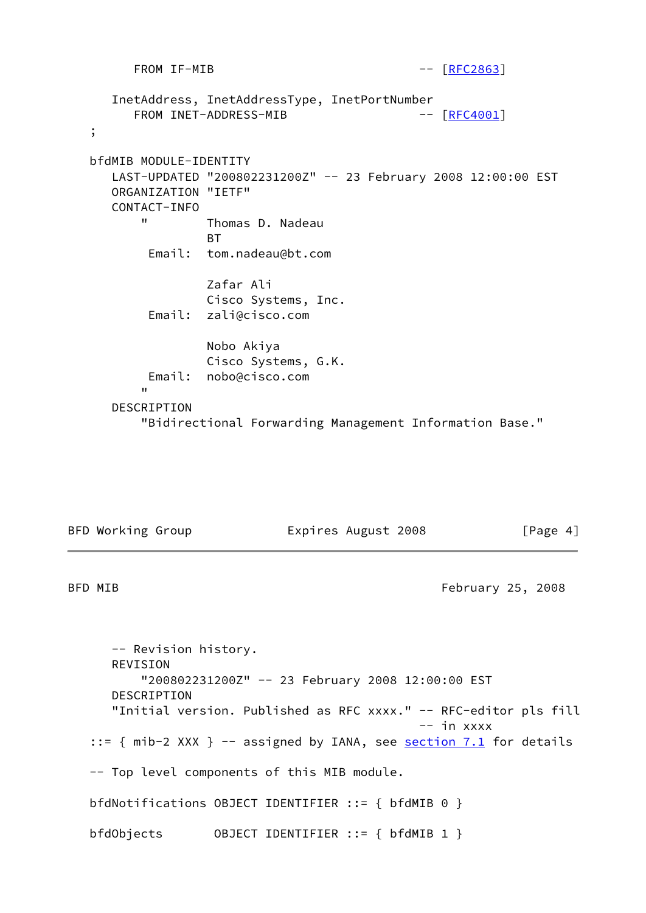```
         FROM IF-MIB                                 -- [RFC2863]

      InetAddress, InetAddressType, InetPortNumber
         FROM INET-ADDRESS-MIB                       -- [RFC4001]
   ;

   bfdMIB MODULE-IDENTITY
      LAST-UPDATED "200802231200Z" -- 23 February 2008 12:00:00 EST
      ORGANIZATION "IETF"
      CONTACT-INFO
          "        Thomas D. Nadeau
                   BT
           Email:  tom.nadeau@bt.com

                   Zafar Ali
                   Cisco Systems, Inc.
           Email:  zali@cisco.com

                   Nobo Akiya
                   Cisco Systems, G.K.
           Email:  nobo@cisco.com
          "
      DESCRIPTION
          "Bidirectional Forwarding Management Information Base."

      -- Revision history.
      REVISION
          "200802231200Z" -- 23 February 2008 12:00:00 EST
      DESCRIPTION
      "Initial version. Published as RFC xxxx." -- RFC-editor pls fill
                                                -- in xxxx
   ::= { mib-2 XXX } -- assigned by IANA, see section 7.1 for details

   -- Top level components of this MIB module.

   bfdNotifications OBJECT IDENTIFIER ::= { bfdMIB 0 }

   bfdObjects       OBJECT IDENTIFIER ::= { bfdMIB 1 }
```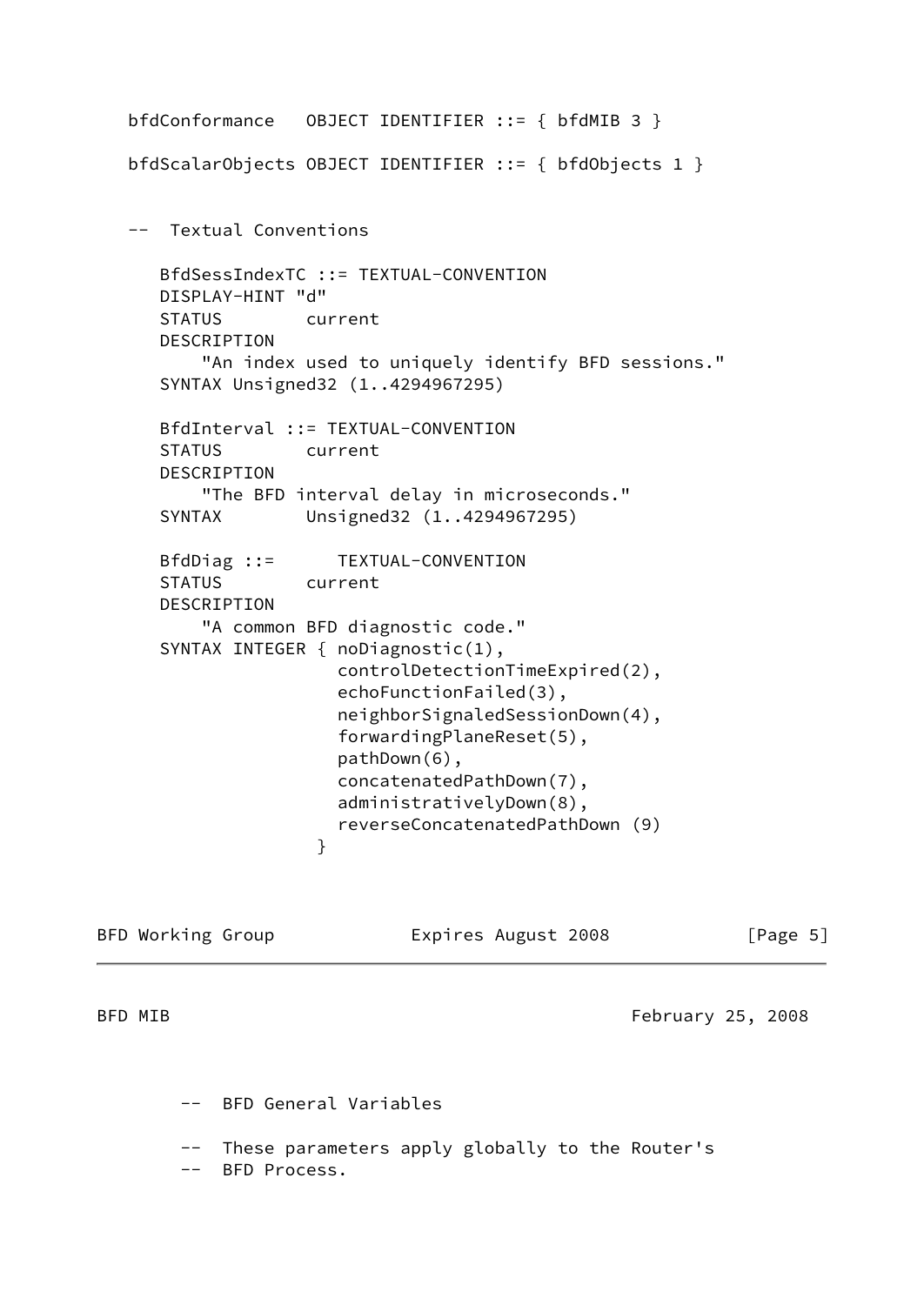```
   bfdConformance   OBJECT IDENTIFIER ::= { bfdMIB 3 }

   bfdScalarObjects OBJECT IDENTIFIER ::= { bfdObjects 1 }


   --  Textual Conventions

      BfdSessIndexTC ::= TEXTUAL-CONVENTION
      DISPLAY-HINT "d"
      STATUS        current
      DESCRIPTION
          "An index used to uniquely identify BFD sessions."
      SYNTAX Unsigned32 (1..4294967295)

      BfdInterval ::= TEXTUAL-CONVENTION
      STATUS        current
      DESCRIPTION
          "The BFD interval delay in microseconds."
      SYNTAX        Unsigned32 (1..4294967295)

      BfdDiag ::=      TEXTUAL-CONVENTION
      STATUS        current
      DESCRIPTION
          "A common BFD diagnostic code."
      SYNTAX INTEGER { noDiagnostic(1),
                       controlDetectionTimeExpired(2),
                       echoFunctionFailed(3),
                       neighborSignaledSessionDown(4),
                       forwardingPlaneReset(5),
                       pathDown(6),
                       concatenatedPathDown(7),
                       administrativelyDown(8),
                       reverseConcatenatedPathDown (9)
                     }
```

```
        --  BFD General Variables

        --  These parameters apply globally to the Router's
        --  BFD Process.
```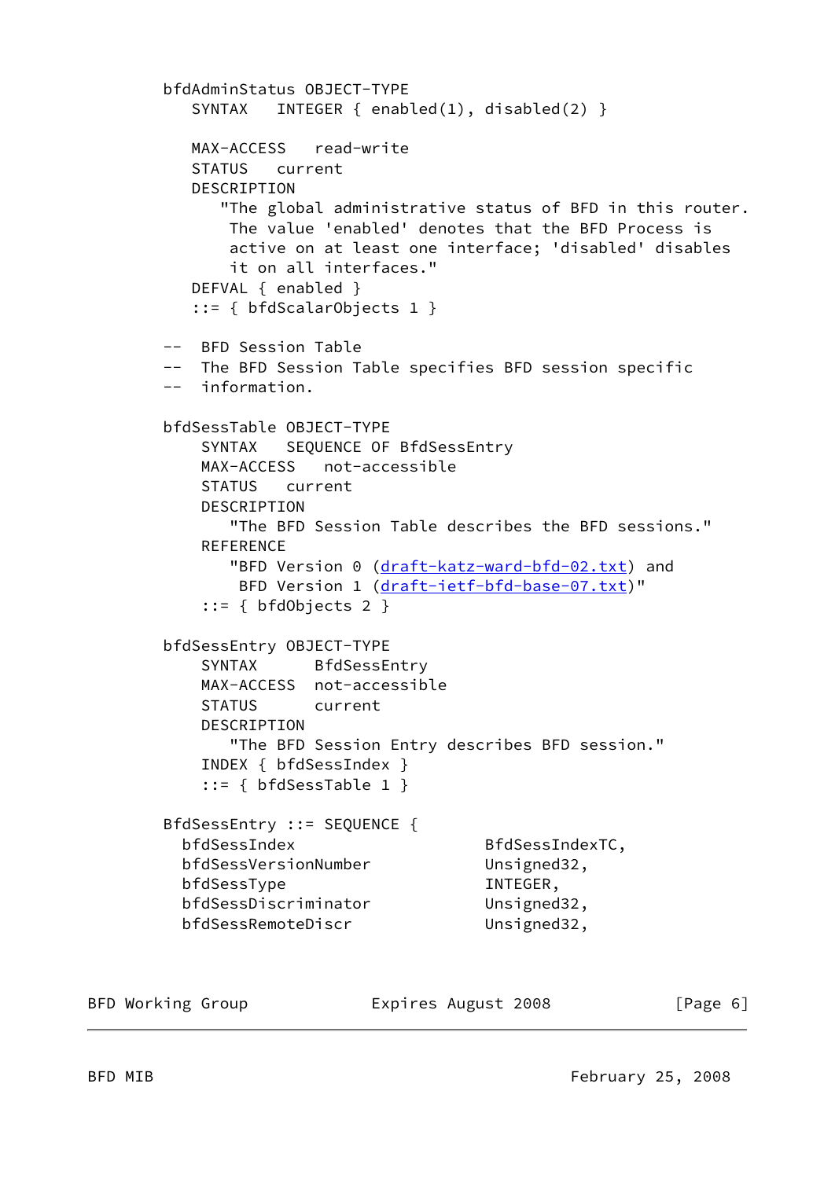```
        bfdAdminStatus OBJECT-TYPE
           SYNTAX   INTEGER { enabled(1), disabled(2) }

           MAX-ACCESS   read-write
           STATUS   current
           DESCRIPTION
              "The global administrative status of BFD in this router.
               The value 'enabled' denotes that the BFD Process is
               active on at least one interface; 'disabled' disables
               it on all interfaces."
           DEFVAL { enabled }
           ::= { bfdScalarObjects 1 }

        --  BFD Session Table
        --  The BFD Session Table specifies BFD session specific
        --  information.

        bfdSessTable OBJECT-TYPE
            SYNTAX   SEQUENCE OF BfdSessEntry
            MAX-ACCESS   not-accessible
            STATUS   current
            DESCRIPTION
               "The BFD Session Table describes the BFD sessions."
            REFERENCE
               "BFD Version 0 (draft-katz-ward-bfd-02.txt) and
                BFD Version 1 (draft-ietf-bfd-base-07.txt)"
            ::= { bfdObjects 2 }

        bfdSessEntry OBJECT-TYPE
            SYNTAX      BfdSessEntry
            MAX-ACCESS  not-accessible
            STATUS      current
            DESCRIPTION
               "The BFD Session Entry describes BFD session."
            INDEX { bfdSessIndex }
            ::= { bfdSessTable 1 }

        BfdSessEntry ::= SEQUENCE {
          bfdSessIndex                    BfdSessIndexTC,
          bfdSessVersionNumber            Unsigned32,
          bfdSessType                     INTEGER,
          bfdSessDiscriminator            Unsigned32,
          bfdSessRemoteDiscr              Unsigned32,
```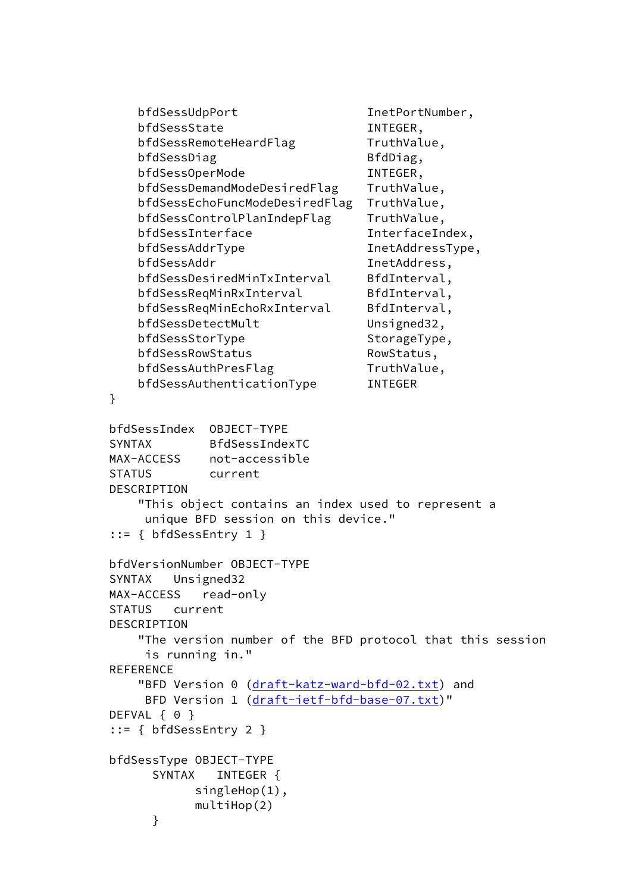```
       bfdSessUdpPort                  InetPortNumber,
       bfdSessState                    INTEGER,
       bfdSessRemoteHeardFlag          TruthValue,
       bfdSessDiag                     BfdDiag,
       bfdSessOperMode                 INTEGER,
       bfdSessDemandModeDesiredFlag    TruthValue,
       bfdSessEchoFuncModeDesiredFlag  TruthValue,
       bfdSessControlPlanIndepFlag     TruthValue,
       bfdSessInterface                InterfaceIndex,
       bfdSessAddrType                 InetAddressType,
       bfdSessAddr                     InetAddress,
       bfdSessDesiredMinTxInterval     BfdInterval,
       bfdSessReqMinRxInterval         BfdInterval,
       bfdSessReqMinEchoRxInterval     BfdInterval,
       bfdSessDetectMult               Unsigned32,
       bfdSessStorType                 StorageType,
       bfdSessRowStatus                RowStatus,
       bfdSessAuthPresFlag             TruthValue,
       bfdSessAuthenticationType       INTEGER
   }

   bfdSessIndex  OBJECT-TYPE
   SYNTAX        BfdSessIndexTC
   MAX-ACCESS    not-accessible
   STATUS        current
   DESCRIPTION
       "This object contains an index used to represent a
        unique BFD session on this device."
   ::= { bfdSessEntry 1 }

   bfdVersionNumber OBJECT-TYPE
   SYNTAX   Unsigned32
   MAX-ACCESS   read-only
   STATUS   current
   DESCRIPTION
       "The version number of the BFD protocol that this session
        is running in."
   REFERENCE
       "BFD Version 0 (draft-katz-ward-bfd-02.txt) and
        BFD Version 1 (draft-ietf-bfd-base-07.txt)"
   DEFVAL { 0 }
   ::= { bfdSessEntry 2 }

   bfdSessType OBJECT-TYPE
         SYNTAX   INTEGER {
               singleHop(1),
               multiHop(2)
         }
```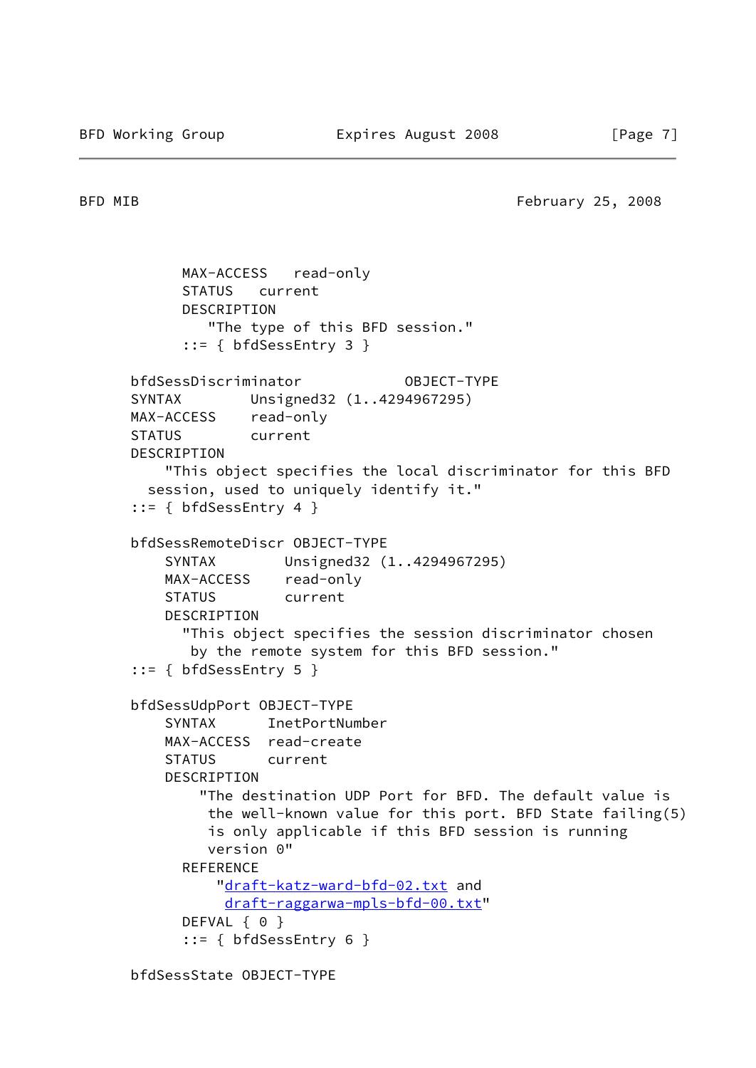```
         MAX-ACCESS   read-only
         STATUS   current
         DESCRIPTION
            "The type of this BFD session."
         ::= { bfdSessEntry 3 }

     bfdSessDiscriminator            OBJECT-TYPE
     SYNTAX        Unsigned32 (1..4294967295)
     MAX-ACCESS    read-only
     STATUS        current
     DESCRIPTION
         "This object specifies the local discriminator for this BFD
       session, used to uniquely identify it."
     ::= { bfdSessEntry 4 }

     bfdSessRemoteDiscr OBJECT-TYPE
         SYNTAX        Unsigned32 (1..4294967295)
         MAX-ACCESS    read-only
         STATUS        current
         DESCRIPTION
           "This object specifies the session discriminator chosen
            by the remote system for this BFD session."
     ::= { bfdSessEntry 5 }

     bfdSessUdpPort OBJECT-TYPE
         SYNTAX      InetPortNumber
         MAX-ACCESS  read-create
         STATUS      current
         DESCRIPTION
             "The destination UDP Port for BFD. The default value is
              the well-known value for this port. BFD State failing(5)
              is only applicable if this BFD session is running
              version 0"
           REFERENCE
               "draft-katz-ward-bfd-02.txt and
                draft-raggarwa-mpls-bfd-00.txt"
           DEFVAL { 0 }
           ::= { bfdSessEntry 6 }

     bfdSessState OBJECT-TYPE
```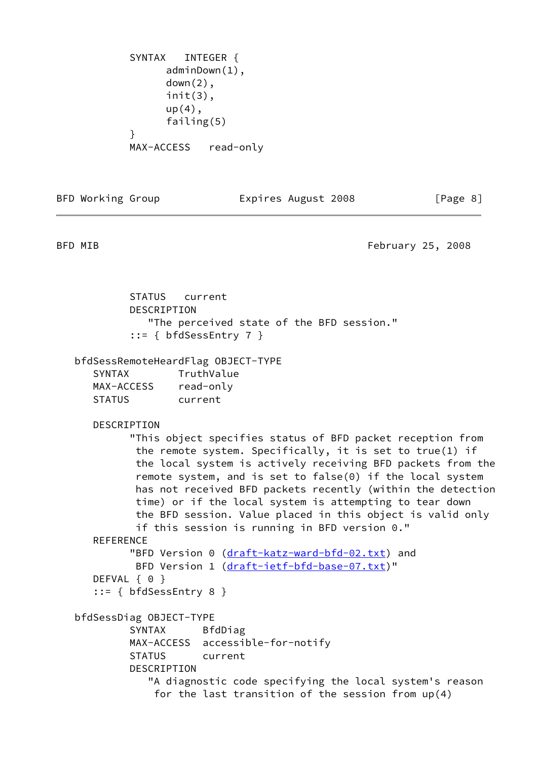```
          SYNTAX   INTEGER {
                adminDown(1),
                down(2),
                init(3),
                up(4),
                failing(5)
          }
          MAX-ACCESS   read-only
          STATUS   current
          DESCRIPTION
             "The perceived state of the BFD session."
          ::= { bfdSessEntry 7 }

   bfdSessRemoteHeardFlag OBJECT-TYPE
      SYNTAX        TruthValue
      MAX-ACCESS    read-only
      STATUS        current

      DESCRIPTION
            "This object specifies status of BFD packet reception from
             the remote system. Specifically, it is set to true(1) if
             the local system is actively receiving BFD packets from the
             remote system, and is set to false(0) if the local system
             has not received BFD packets recently (within the detection
             time) or if the local system is attempting to tear down
             the BFD session. Value placed in this object is valid only
             if this session is running in BFD version 0."
      REFERENCE
            "BFD Version 0 (draft-katz-ward-bfd-02.txt) and
             BFD Version 1 (draft-ietf-bfd-base-07.txt)"
      DEFVAL { 0 }
      ::= { bfdSessEntry 8 }

   bfdSessDiag OBJECT-TYPE
          SYNTAX      BfdDiag
          MAX-ACCESS  accessible-for-notify
          STATUS      current
          DESCRIPTION
             "A diagnostic code specifying the local system's reason
              for the last transition of the session from up(4)
```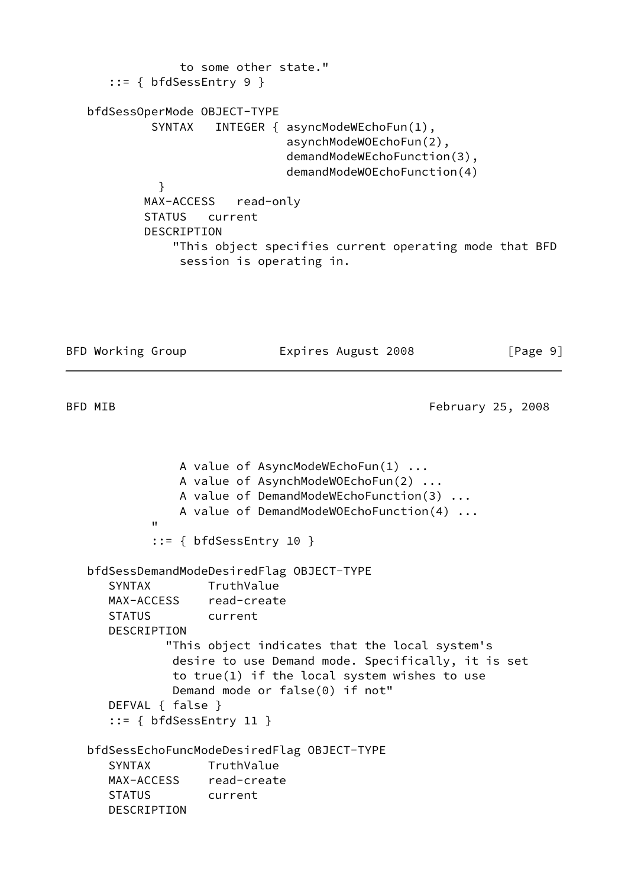```
              to some other state."
      ::= { bfdSessEntry 9 }

   bfdSessOperMode OBJECT-TYPE
            SYNTAX   INTEGER { asyncModeWEchoFun(1),
                               asynchModeWOEchoFun(2),
                               demandModeWEchoFunction(3),
                               demandModeWOEchoFunction(4)
             }
           MAX-ACCESS   read-only
           STATUS   current
           DESCRIPTION
               "This object specifies current operating mode that BFD
                session is operating in.
```

```
                A value of AsyncModeWEchoFun(1) ...
                A value of AsynchModeWOEchoFun(2) ...
                A value of DemandModeWEchoFunction(3) ...
                A value of DemandModeWOEchoFunction(4) ...
            "
            ::= { bfdSessEntry 10 }

   bfdSessDemandModeDesiredFlag OBJECT-TYPE
      SYNTAX        TruthValue
      MAX-ACCESS    read-create
      STATUS        current
      DESCRIPTION
             "This object indicates that the local system's
              desire to use Demand mode. Specifically, it is set
              to true(1) if the local system wishes to use
              Demand mode or false(0) if not"
      DEFVAL { false }
      ::= { bfdSessEntry 11 }

   bfdSessEchoFuncModeDesiredFlag OBJECT-TYPE
      SYNTAX        TruthValue
      MAX-ACCESS    read-create
      STATUS        current
      DESCRIPTION
```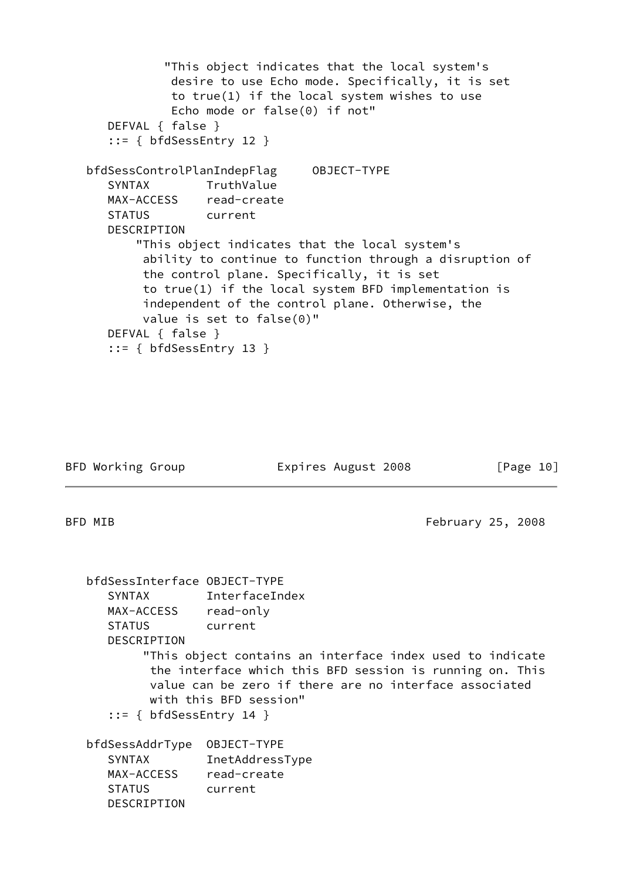```
            "This object indicates that the local system's
             desire to use Echo mode. Specifically, it is set
             to true(1) if the local system wishes to use
             Echo mode or false(0) if not"
      DEFVAL { false }
      ::= { bfdSessEntry 12 }

   bfdSessControlPlanIndepFlag     OBJECT-TYPE
      SYNTAX        TruthValue
      MAX-ACCESS    read-create
      STATUS        current
      DESCRIPTION
          "This object indicates that the local system's
           ability to continue to function through a disruption of
           the control plane. Specifically, it is set
           to true(1) if the local system BFD implementation is
           independent of the control plane. Otherwise, the
           value is set to false(0)"
      DEFVAL { false }
      ::= { bfdSessEntry 13 }
```

```
   bfdSessInterface OBJECT-TYPE
      SYNTAX        InterfaceIndex
      MAX-ACCESS    read-only
      STATUS        current
      DESCRIPTION
           "This object contains an interface index used to indicate
            the interface which this BFD session is running on. This
            value can be zero if there are no interface associated
            with this BFD session"
      ::= { bfdSessEntry 14 }

   bfdSessAddrType  OBJECT-TYPE
      SYNTAX        InetAddressType
      MAX-ACCESS    read-create
      STATUS        current
      DESCRIPTION
```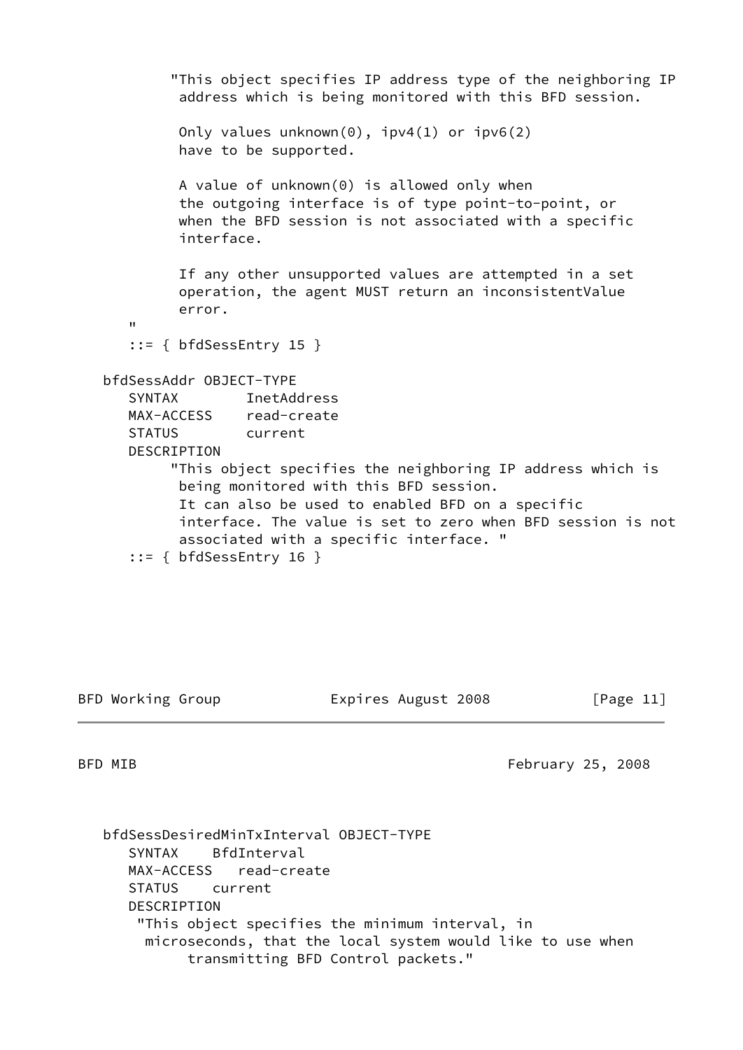```
           "This object specifies IP address type of the neighboring IP
            address which is being monitored with this BFD session.

            Only values unknown(0), ipv4(1) or ipv6(2)
            have to be supported.

            A value of unknown(0) is allowed only when
            the outgoing interface is of type point-to-point, or
            when the BFD session is not associated with a specific
            interface.

            If any other unsupported values are attempted in a set
            operation, the agent MUST return an inconsistentValue
            error.
       "
       ::= { bfdSessEntry 15 }

    bfdSessAddr OBJECT-TYPE
       SYNTAX        InetAddress
       MAX-ACCESS    read-create
       STATUS        current
       DESCRIPTION
           "This object specifies the neighboring IP address which is
            being monitored with this BFD session.
            It can also be used to enabled BFD on a specific
            interface. The value is set to zero when BFD session is not
            associated with a specific interface. "
       ::= { bfdSessEntry 16 }

    bfdSessDesiredMinTxInterval OBJECT-TYPE
       SYNTAX    BfdInterval
       MAX-ACCESS   read-create
       STATUS    current
       DESCRIPTION
        "This object specifies the minimum interval, in
         microseconds, that the local system would like to use when
              transmitting BFD Control packets."
```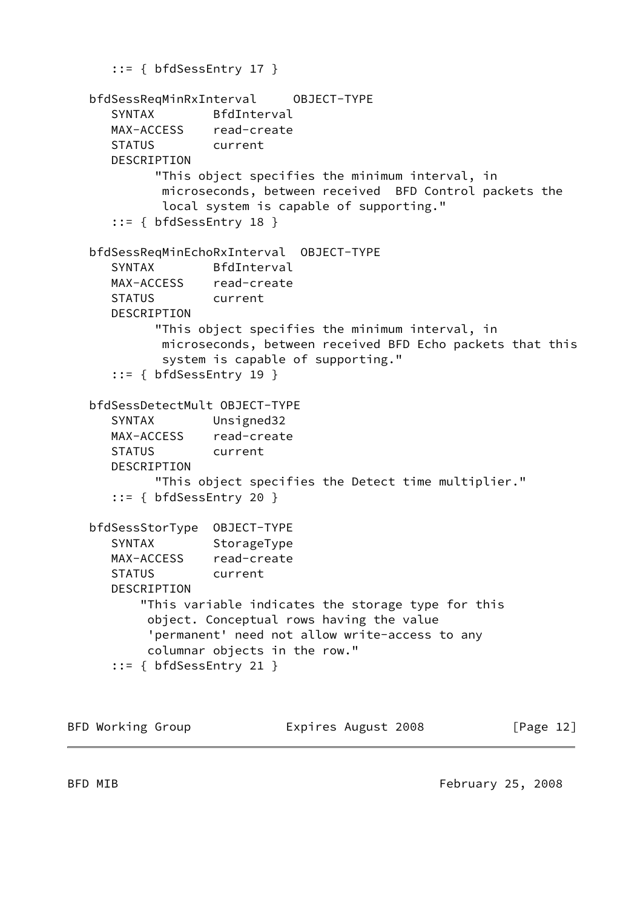```
      ::= { bfdSessEntry 17 }

   bfdSessReqMinRxInterval     OBJECT-TYPE
      SYNTAX        BfdInterval
      MAX-ACCESS    read-create
      STATUS        current
      DESCRIPTION
            "This object specifies the minimum interval, in
             microseconds, between received  BFD Control packets the
             local system is capable of supporting."
      ::= { bfdSessEntry 18 }

   bfdSessReqMinEchoRxInterval  OBJECT-TYPE
      SYNTAX        BfdInterval
      MAX-ACCESS    read-create
      STATUS        current
      DESCRIPTION
            "This object specifies the minimum interval, in
             microseconds, between received BFD Echo packets that this
             system is capable of supporting."
      ::= { bfdSessEntry 19 }

   bfdSessDetectMult OBJECT-TYPE
      SYNTAX        Unsigned32
      MAX-ACCESS    read-create
      STATUS        current
      DESCRIPTION
            "This object specifies the Detect time multiplier."
      ::= { bfdSessEntry 20 }

   bfdSessStorType  OBJECT-TYPE
      SYNTAX        StorageType
      MAX-ACCESS    read-create
      STATUS        current
      DESCRIPTION
          "This variable indicates the storage type for this
           object. Conceptual rows having the value
           'permanent' need not allow write-access to any
           columnar objects in the row."
      ::= { bfdSessEntry 21 }
```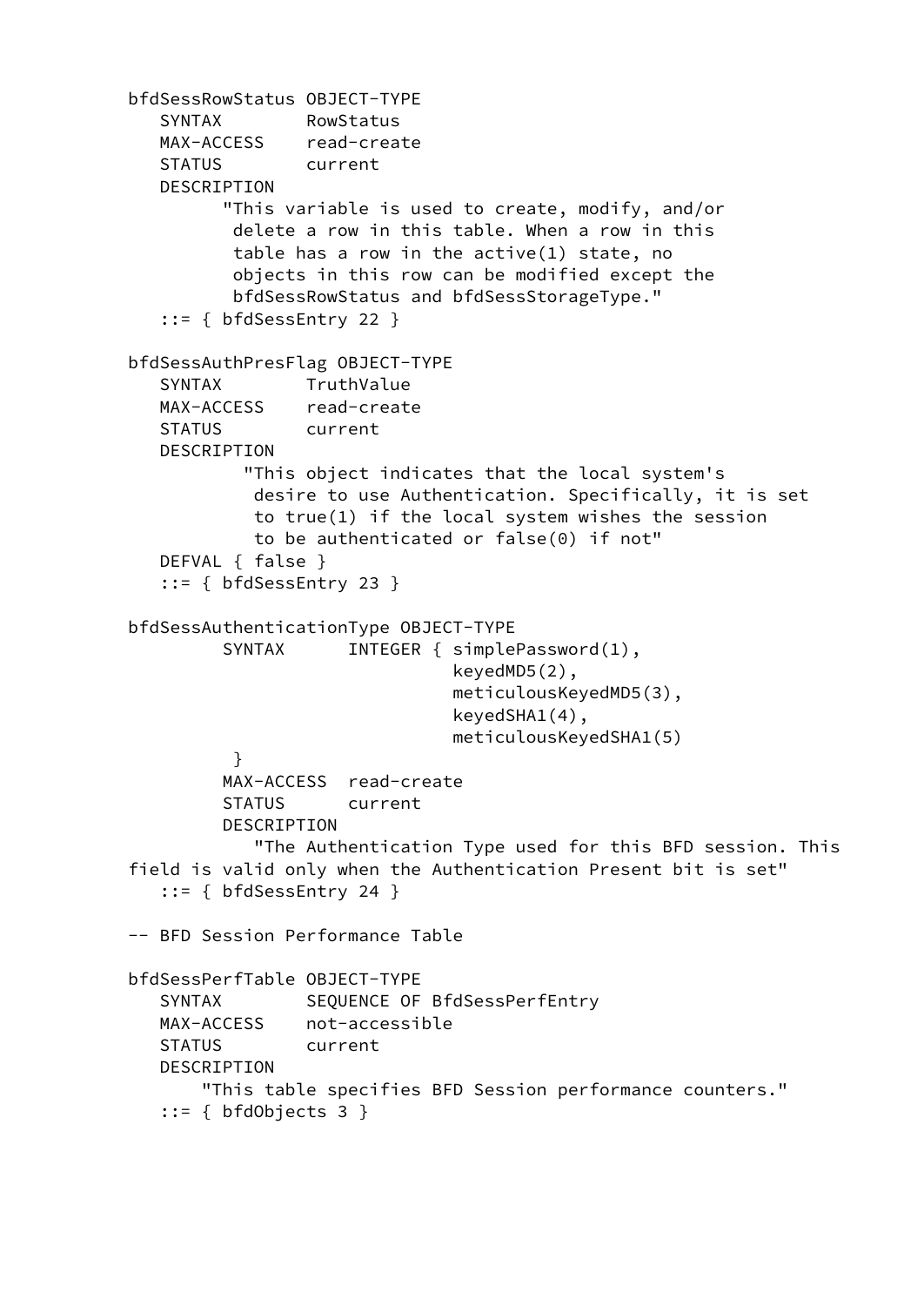```
bfdSessRowStatus OBJECT-TYPE
   SYNTAX        RowStatus
   MAX-ACCESS    read-create
   STATUS        current
   DESCRIPTION
         "This variable is used to create, modify, and/or
          delete a row in this table. When a row in this
          table has a row in the active(1) state, no
          objects in this row can be modified except the
          bfdSessRowStatus and bfdSessStorageType."
   ::= { bfdSessEntry 22 }

bfdSessAuthPresFlag OBJECT-TYPE
   SYNTAX        TruthValue
   MAX-ACCESS    read-create
   STATUS        current
   DESCRIPTION
           "This object indicates that the local system's
            desire to use Authentication. Specifically, it is set
            to true(1) if the local system wishes the session
            to be authenticated or false(0) if not"
   DEFVAL { false }
   ::= { bfdSessEntry 23 }

bfdSessAuthenticationType OBJECT-TYPE
         SYNTAX      INTEGER { simplePassword(1),
                               keyedMD5(2),
                               meticulousKeyedMD5(3),
                               keyedSHA1(4),
                               meticulousKeyedSHA1(5)
          }
         MAX-ACCESS  read-create
         STATUS      current
         DESCRIPTION
            "The Authentication Type used for this BFD session. This
field is valid only when the Authentication Present bit is set"
   ::= { bfdSessEntry 24 }

-- BFD Session Performance Table

bfdSessPerfTable OBJECT-TYPE
   SYNTAX        SEQUENCE OF BfdSessPerfEntry
   MAX-ACCESS    not-accessible
   STATUS        current
   DESCRIPTION
       "This table specifies BFD Session performance counters."
   ::= { bfdObjects 3 }
```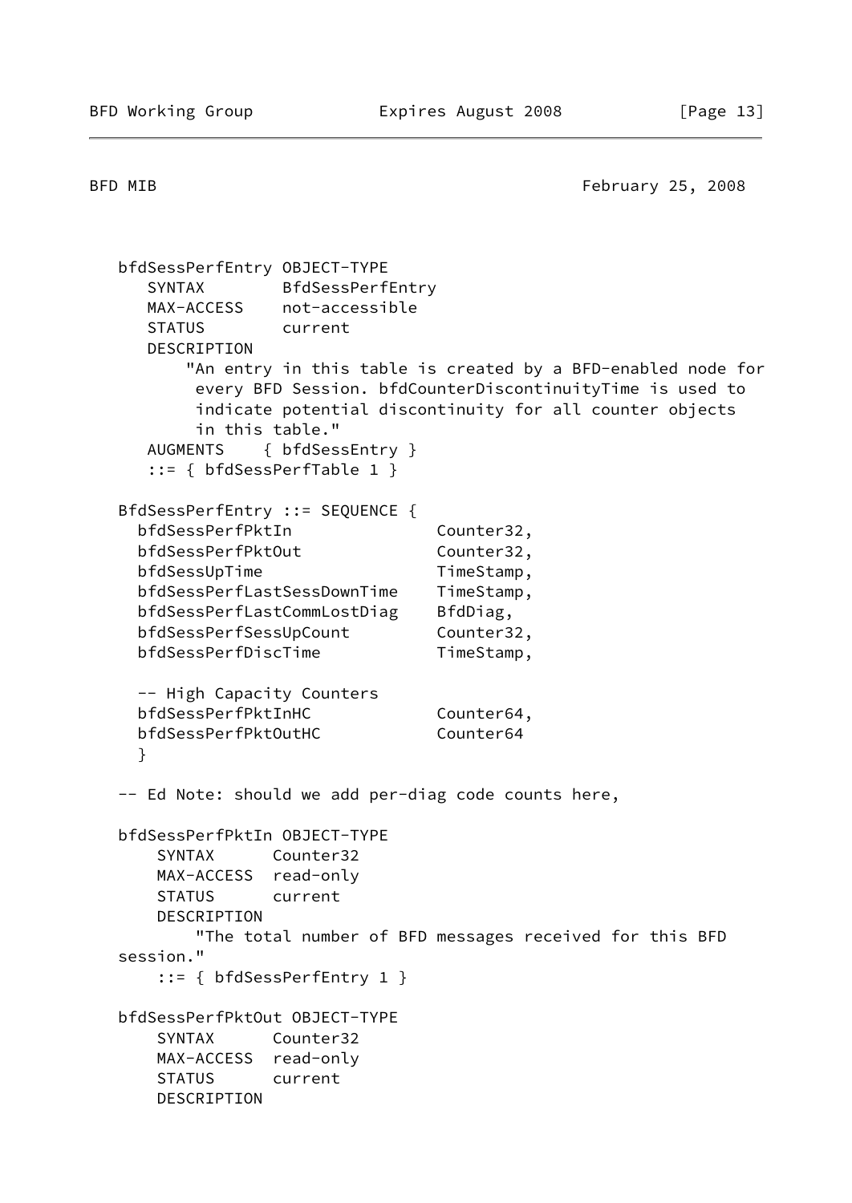```
   bfdSessPerfEntry OBJECT-TYPE
      SYNTAX        BfdSessPerfEntry
      MAX-ACCESS    not-accessible
      STATUS        current
      DESCRIPTION
          "An entry in this table is created by a BFD-enabled node for
           every BFD Session. bfdCounterDiscontinuityTime is used to
           indicate potential discontinuity for all counter objects
           in this table."
      AUGMENTS    { bfdSessEntry }
      ::= { bfdSessPerfTable 1 }

   BfdSessPerfEntry ::= SEQUENCE {
     bfdSessPerfPktIn               Counter32,
     bfdSessPerfPktOut              Counter32,
     bfdSessUpTime                  TimeStamp,
     bfdSessPerfLastSessDownTime    TimeStamp,
     bfdSessPerfLastCommLostDiag    BfdDiag,
     bfdSessPerfSessUpCount         Counter32,
     bfdSessPerfDiscTime            TimeStamp,

     -- High Capacity Counters
     bfdSessPerfPktInHC             Counter64,
     bfdSessPerfPktOutHC            Counter64
     }

   -- Ed Note: should we add per-diag code counts here,

   bfdSessPerfPktIn OBJECT-TYPE
       SYNTAX      Counter32
       MAX-ACCESS  read-only
       STATUS      current
       DESCRIPTION
           "The total number of BFD messages received for this BFD
   session."
       ::= { bfdSessPerfEntry 1 }

   bfdSessPerfPktOut OBJECT-TYPE
       SYNTAX      Counter32
       MAX-ACCESS  read-only
       STATUS      current
       DESCRIPTION
```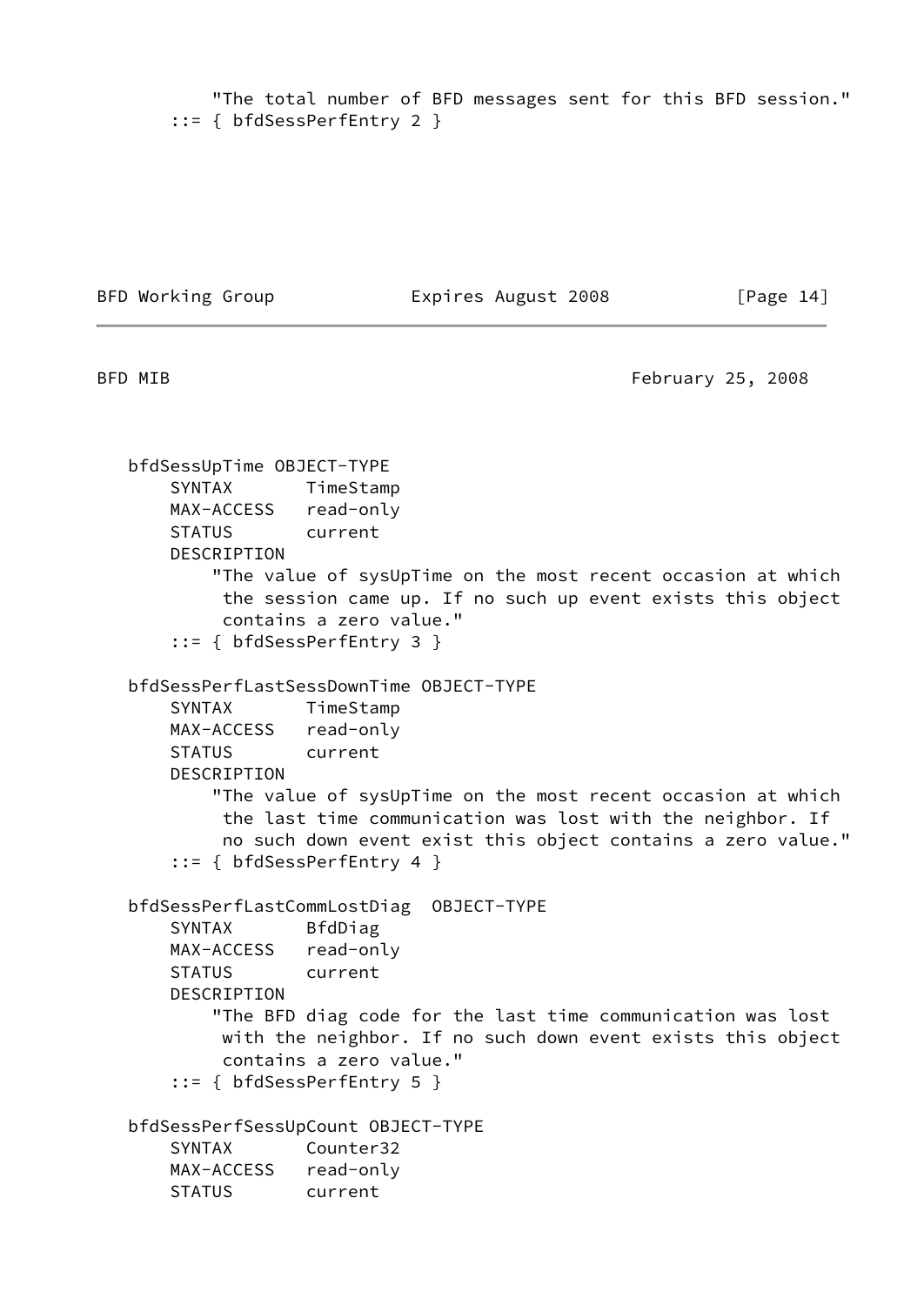```
            "The total number of BFD messages sent for this BFD session."
        ::= { bfdSessPerfEntry 2 }
```

```
    bfdSessUpTime OBJECT-TYPE
        SYNTAX       TimeStamp
        MAX-ACCESS   read-only
        STATUS       current
        DESCRIPTION
            "The value of sysUpTime on the most recent occasion at which
             the session came up. If no such up event exists this object
             contains a zero value."
        ::= { bfdSessPerfEntry 3 }

    bfdSessPerfLastSessDownTime OBJECT-TYPE
        SYNTAX       TimeStamp
        MAX-ACCESS   read-only
        STATUS       current
        DESCRIPTION
            "The value of sysUpTime on the most recent occasion at which
             the last time communication was lost with the neighbor. If
             no such down event exist this object contains a zero value."
        ::= { bfdSessPerfEntry 4 }

    bfdSessPerfLastCommLostDiag  OBJECT-TYPE
        SYNTAX       BfdDiag
        MAX-ACCESS   read-only
        STATUS       current
        DESCRIPTION
            "The BFD diag code for the last time communication was lost
             with the neighbor. If no such down event exists this object
             contains a zero value."
        ::= { bfdSessPerfEntry 5 }

    bfdSessPerfSessUpCount OBJECT-TYPE
        SYNTAX       Counter32
        MAX-ACCESS   read-only
        STATUS       current
```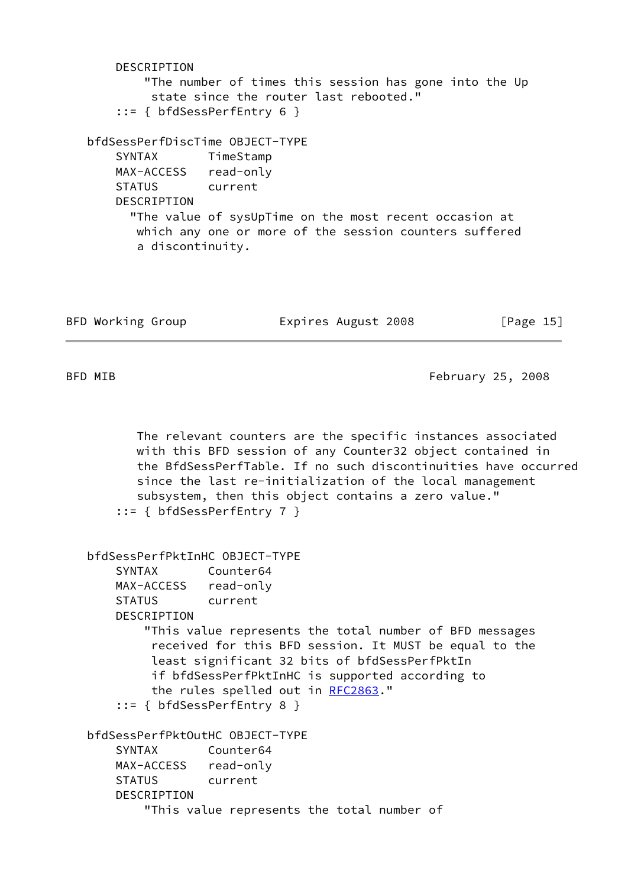```
      DESCRIPTION
          "The number of times this session has gone into the Up
           state since the router last rebooted."
      ::= { bfdSessPerfEntry 6 }

   bfdSessPerfDiscTime OBJECT-TYPE
      SYNTAX       TimeStamp
      MAX-ACCESS   read-only
      STATUS       current
      DESCRIPTION
        "The value of sysUpTime on the most recent occasion at
         which any one or more of the session counters suffered
         a discontinuity.

         The relevant counters are the specific instances associated
         with this BFD session of any Counter32 object contained in
         the BfdSessPerfTable. If no such discontinuities have occurred
         since the last re-initialization of the local management
         subsystem, then this object contains a zero value."
      ::= { bfdSessPerfEntry 7 }


   bfdSessPerfPktInHC OBJECT-TYPE
      SYNTAX       Counter64
      MAX-ACCESS   read-only
      STATUS       current
      DESCRIPTION
          "This value represents the total number of BFD messages
           received for this BFD session. It MUST be equal to the
           least significant 32 bits of bfdSessPerfPktIn
           if bfdSessPerfPktInHC is supported according to
           the rules spelled out in RFC2863."
      ::= { bfdSessPerfEntry 8 }

   bfdSessPerfPktOutHC OBJECT-TYPE
      SYNTAX       Counter64
      MAX-ACCESS   read-only
      STATUS       current
      DESCRIPTION
          "This value represents the total number of
```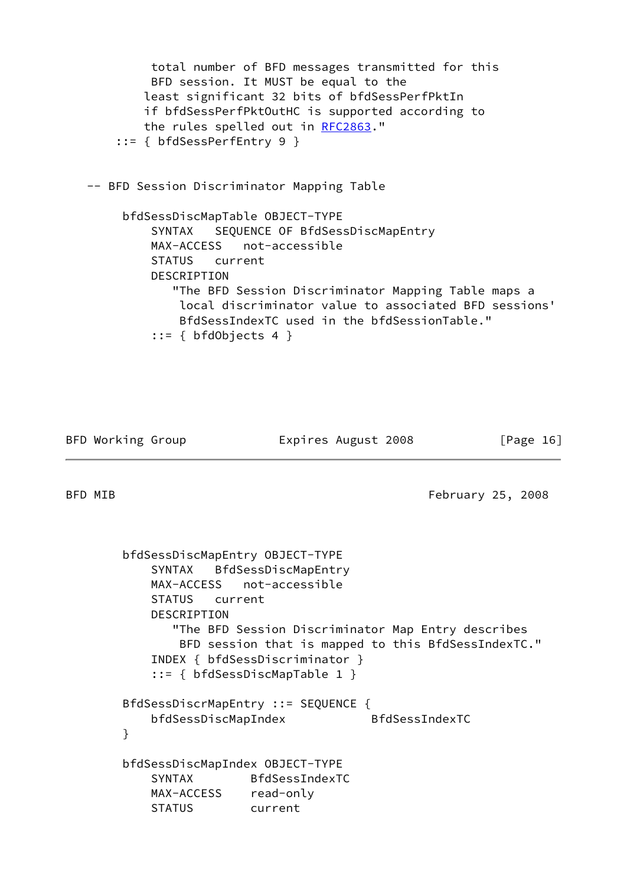```
            total number of BFD messages transmitted for this
            BFD session. It MUST be equal to the
           least significant 32 bits of bfdSessPerfPktIn
           if bfdSessPerfPktOutHC is supported according to
           the rules spelled out in RFC2863."
       ::= { bfdSessPerfEntry 9 }


   -- BFD Session Discriminator Mapping Table

        bfdSessDiscMapTable OBJECT-TYPE
            SYNTAX   SEQUENCE OF BfdSessDiscMapEntry
            MAX-ACCESS   not-accessible
            STATUS   current
            DESCRIPTION
               "The BFD Session Discriminator Mapping Table maps a
                local discriminator value to associated BFD sessions'
                BfdSessIndexTC used in the bfdSessionTable."
            ::= { bfdObjects 4 }
```

```
        bfdSessDiscMapEntry OBJECT-TYPE
            SYNTAX   BfdSessDiscMapEntry
            MAX-ACCESS   not-accessible
            STATUS   current
            DESCRIPTION
               "The BFD Session Discriminator Map Entry describes
                BFD session that is mapped to this BfdSessIndexTC."
            INDEX { bfdSessDiscriminator }
            ::= { bfdSessDiscMapTable 1 }

        BfdSessDiscrMapEntry ::= SEQUENCE {
            bfdSessDiscMapIndex            BfdSessIndexTC
        }

        bfdSessDiscMapIndex OBJECT-TYPE
            SYNTAX        BfdSessIndexTC
            MAX-ACCESS    read-only
            STATUS        current
```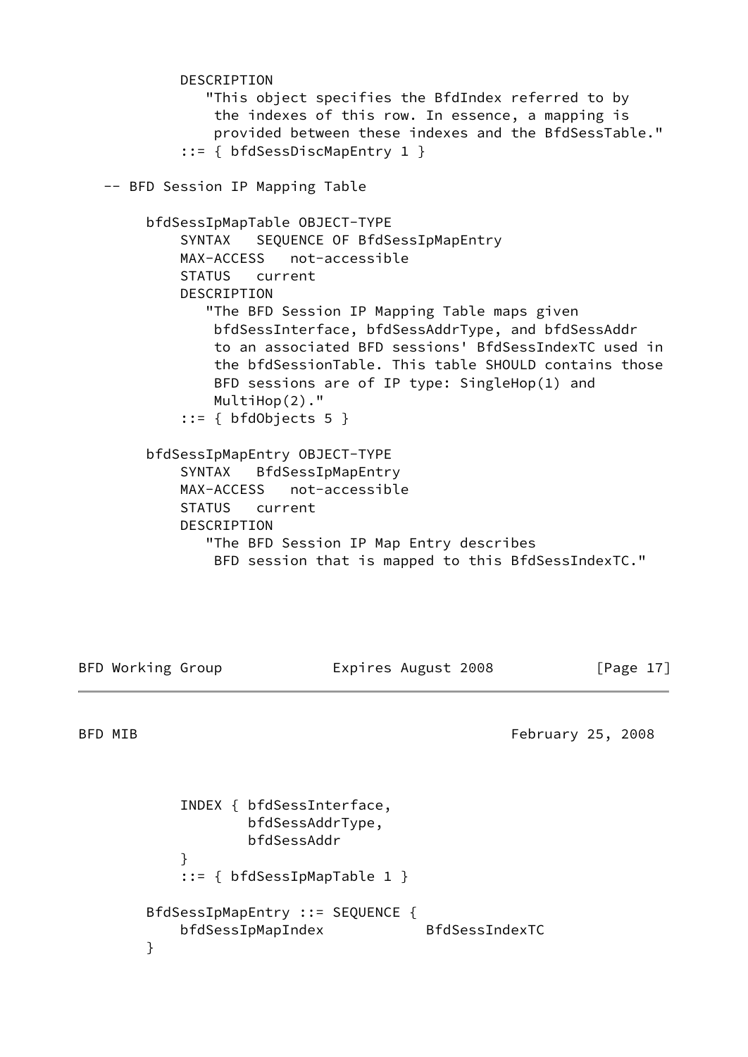```
        DESCRIPTION
           "This object specifies the BfdIndex referred to by
            the indexes of this row. In essence, a mapping is
            provided between these indexes and the BfdSessTable."
        ::= { bfdSessDiscMapEntry 1 }

   -- BFD Session IP Mapping Table

       bfdSessIpMapTable OBJECT-TYPE
           SYNTAX   SEQUENCE OF BfdSessIpMapEntry
           MAX-ACCESS   not-accessible
           STATUS   current
           DESCRIPTION
              "The BFD Session IP Mapping Table maps given
               bfdSessInterface, bfdSessAddrType, and bfdSessAddr
               to an associated BFD sessions' BfdSessIndexTC used in
               the bfdSessionTable. This table SHOULD contains those
               BFD sessions are of IP type: SingleHop(1) and
               MultiHop(2)."
           ::= { bfdObjects 5 }

       bfdSessIpMapEntry OBJECT-TYPE
           SYNTAX   BfdSessIpMapEntry
           MAX-ACCESS   not-accessible
           STATUS   current
           DESCRIPTION
              "The BFD Session IP Map Entry describes
               BFD session that is mapped to this BfdSessIndexTC."
           INDEX { bfdSessInterface,
                   bfdSessAddrType,
                   bfdSessAddr
           }
           ::= { bfdSessIpMapTable 1 }

       BfdSessIpMapEntry ::= SEQUENCE {
           bfdSessIpMapIndex            BfdSessIndexTC
       }
```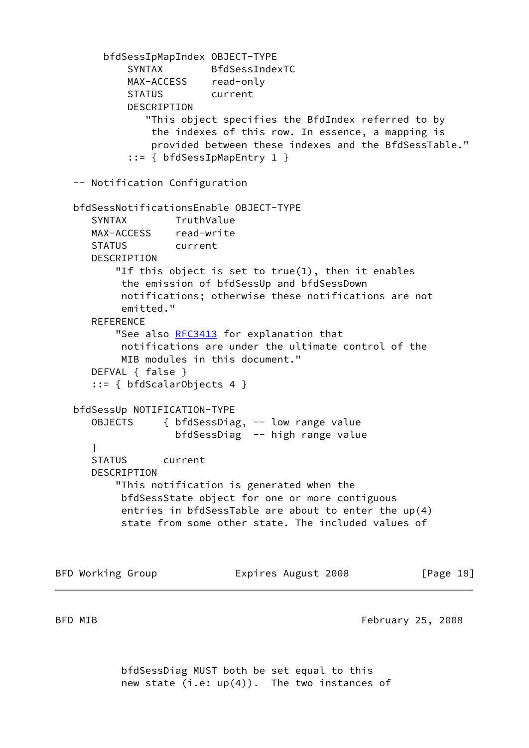```
        bfdSessIpMapIndex OBJECT-TYPE
            SYNTAX        BfdSessIndexTC
            MAX-ACCESS    read-only
            STATUS        current
            DESCRIPTION
               "This object specifies the BfdIndex referred to by
                the indexes of this row. In essence, a mapping is
                provided between these indexes and the BfdSessTable."
            ::= { bfdSessIpMapEntry 1 }

   -- Notification Configuration

   bfdSessNotificationsEnable OBJECT-TYPE
      SYNTAX        TruthValue
      MAX-ACCESS    read-write
      STATUS        current
      DESCRIPTION
          "If this object is set to true(1), then it enables
           the emission of bfdSessUp and bfdSessDown
           notifications; otherwise these notifications are not
           emitted."
      REFERENCE
          "See also RFC3413 for explanation that
           notifications are under the ultimate control of the
           MIB modules in this document."
      DEFVAL { false }
      ::= { bfdScalarObjects 4 }

   bfdSessUp NOTIFICATION-TYPE
      OBJECTS     { bfdSessDiag, -- low range value
                    bfdSessDiag  -- high range value
      }
      STATUS      current
      DESCRIPTION
          "This notification is generated when the
           bfdSessState object for one or more contiguous
           entries in bfdSessTable are about to enter the up(4)
           state from some other state. The included values of
           bfdSessDiag MUST both be set equal to this
           new state (i.e: up(4)).  The two instances of
```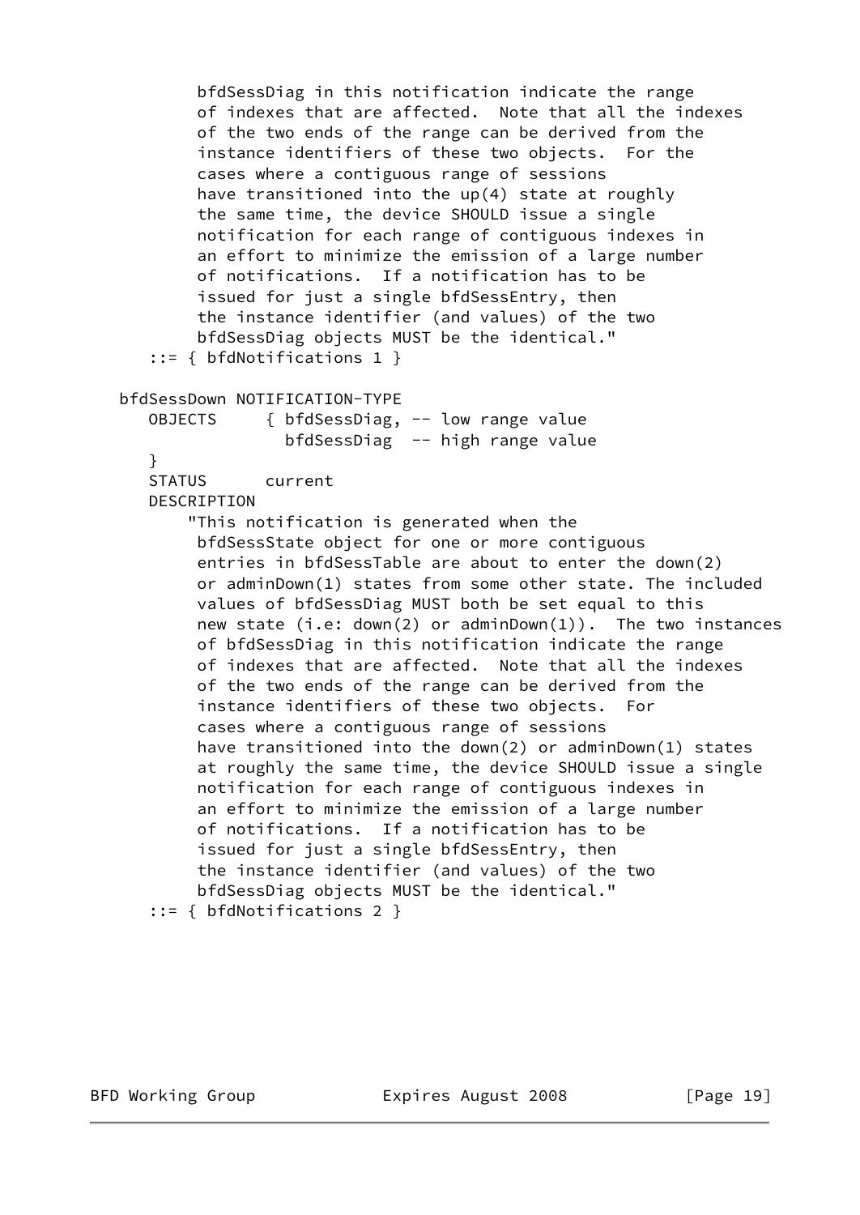```
          bfdSessDiag in this notification indicate the range
          of indexes that are affected.  Note that all the indexes
          of the two ends of the range can be derived from the
          instance identifiers of these two objects.  For the
          cases where a contiguous range of sessions
          have transitioned into the up(4) state at roughly
          the same time, the device SHOULD issue a single
          notification for each range of contiguous indexes in
          an effort to minimize the emission of a large number
          of notifications.  If a notification has to be
          issued for just a single bfdSessEntry, then
          the instance identifier (and values) of the two
          bfdSessDiag objects MUST be the identical."
      ::= { bfdNotifications 1 }

   bfdSessDown NOTIFICATION-TYPE
      OBJECTS     { bfdSessDiag, -- low range value
                    bfdSessDiag  -- high range value
      }
      STATUS      current
      DESCRIPTION
          "This notification is generated when the
          bfdSessState object for one or more contiguous
          entries in bfdSessTable are about to enter the down(2)
          or adminDown(1) states from some other state. The included
          values of bfdSessDiag MUST both be set equal to this
          new state (i.e: down(2) or adminDown(1)).  The two instances
          of bfdSessDiag in this notification indicate the range
          of indexes that are affected.  Note that all the indexes
          of the two ends of the range can be derived from the
          instance identifiers of these two objects.  For
          cases where a contiguous range of sessions
          have transitioned into the down(2) or adminDown(1) states
          at roughly the same time, the device SHOULD issue a single
          notification for each range of contiguous indexes in
          an effort to minimize the emission of a large number
          of notifications.  If a notification has to be
          issued for just a single bfdSessEntry, then
          the instance identifier (and values) of the two
          bfdSessDiag objects MUST be the identical."
      ::= { bfdNotifications 2 }
```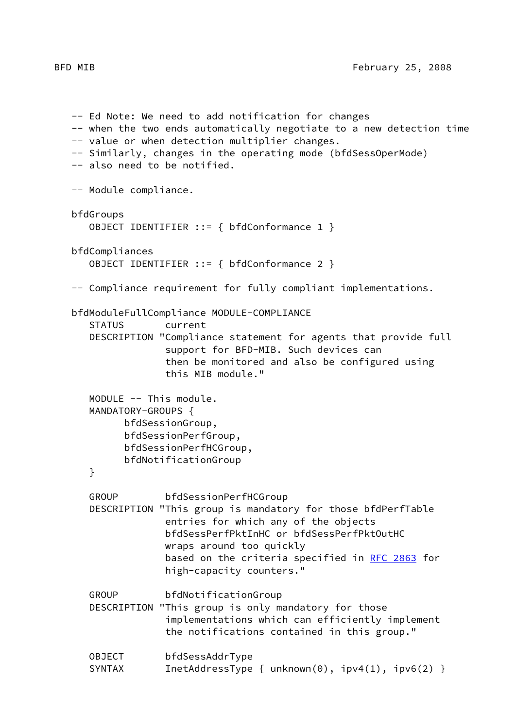```
   -- Ed Note: We need to add notification for changes
   -- when the two ends automatically negotiate to a new detection time
   -- value or when detection multiplier changes.
   -- Similarly, changes in the operating mode (bfdSessOperMode)
   -- also need to be notified.

   -- Module compliance.

   bfdGroups
      OBJECT IDENTIFIER ::= { bfdConformance 1 }

   bfdCompliances
      OBJECT IDENTIFIER ::= { bfdConformance 2 }

   -- Compliance requirement for fully compliant implementations.

   bfdModuleFullCompliance MODULE-COMPLIANCE
      STATUS       current
      DESCRIPTION "Compliance statement for agents that provide full
                   support for BFD-MIB. Such devices can
                   then be monitored and also be configured using
                   this MIB module."

      MODULE -- This module.
      MANDATORY-GROUPS {
            bfdSessionGroup,
            bfdSessionPerfGroup,
            bfdSessionPerfHCGroup,
            bfdNotificationGroup
      }

      GROUP        bfdSessionPerfHCGroup
      DESCRIPTION "This group is mandatory for those bfdPerfTable
                   entries for which any of the objects
                   bfdSessPerfPktInHC or bfdSessPerfPktOutHC
                   wraps around too quickly
                   based on the criteria specified in RFC 2863 for
                   high-capacity counters."

      GROUP        bfdNotificationGroup
      DESCRIPTION "This group is only mandatory for those
                   implementations which can efficiently implement
                   the notifications contained in this group."

      OBJECT       bfdSessAddrType
      SYNTAX       InetAddressType { unknown(0), ipv4(1), ipv6(2) }
```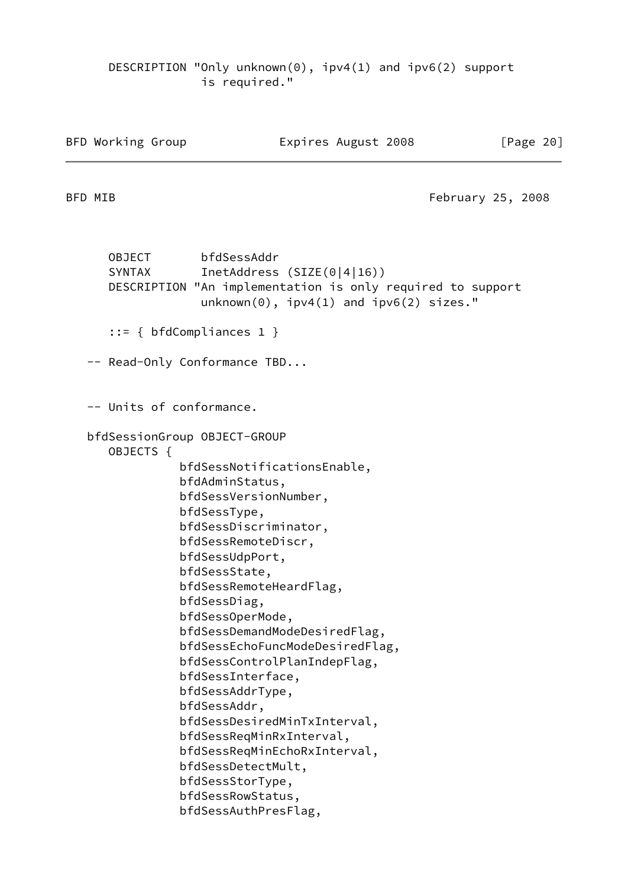```
      DESCRIPTION "Only unknown(0), ipv4(1) and ipv6(2) support
                   is required."
```

```
      OBJECT       bfdSessAddr
      SYNTAX       InetAddress (SIZE(0|4|16))
      DESCRIPTION "An implementation is only required to support
                   unknown(0), ipv4(1) and ipv6(2) sizes."

      ::= { bfdCompliances 1 }

   -- Read-Only Conformance TBD...


   -- Units of conformance.

   bfdSessionGroup OBJECT-GROUP
      OBJECTS {
                bfdSessNotificationsEnable,
                bfdAdminStatus,
                bfdSessVersionNumber,
                bfdSessType,
                bfdSessDiscriminator,
                bfdSessRemoteDiscr,
                bfdSessUdpPort,
                bfdSessState,
                bfdSessRemoteHeardFlag,
                bfdSessDiag,
                bfdSessOperMode,
                bfdSessDemandModeDesiredFlag,
                bfdSessEchoFuncModeDesiredFlag,
                bfdSessControlPlanIndepFlag,
                bfdSessInterface,
                bfdSessAddrType,
                bfdSessAddr,
                bfdSessDesiredMinTxInterval,
                bfdSessReqMinRxInterval,
                bfdSessReqMinEchoRxInterval,
                bfdSessDetectMult,
                bfdSessStorType,
                bfdSessRowStatus,
                bfdSessAuthPresFlag,
```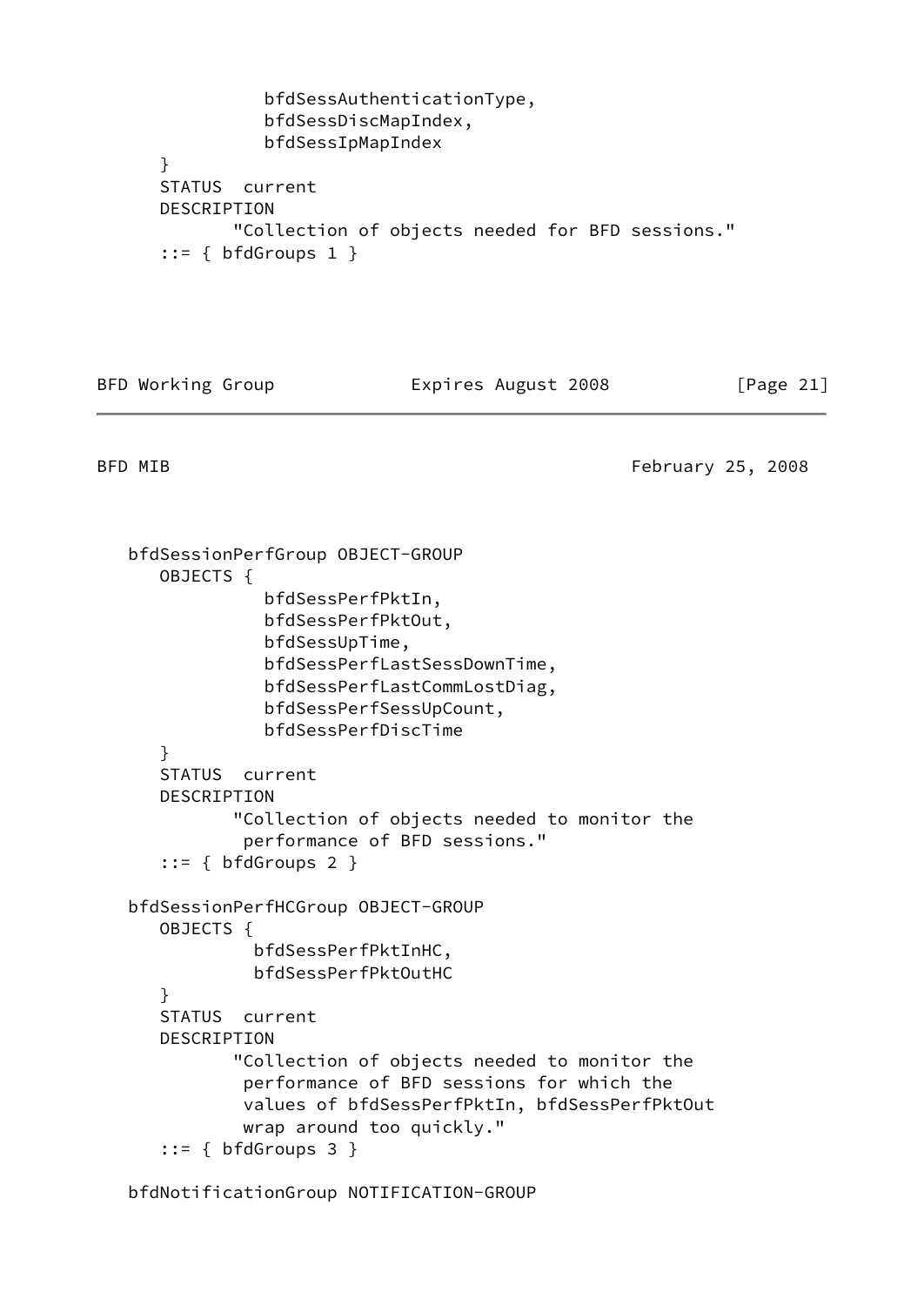```
               bfdSessAuthenticationType,
               bfdSessDiscMapIndex,
               bfdSessIpMapIndex
      }
      STATUS  current
      DESCRIPTION
             "Collection of objects needed for BFD sessions."
      ::= { bfdGroups 1 }
```

```
   bfdSessionPerfGroup OBJECT-GROUP
      OBJECTS {
               bfdSessPerfPktIn,
               bfdSessPerfPktOut,
               bfdSessUpTime,
               bfdSessPerfLastSessDownTime,
               bfdSessPerfLastCommLostDiag,
               bfdSessPerfSessUpCount,
               bfdSessPerfDiscTime
      }
      STATUS  current
      DESCRIPTION
             "Collection of objects needed to monitor the
              performance of BFD sessions."
      ::= { bfdGroups 2 }

   bfdSessionPerfHCGroup OBJECT-GROUP
      OBJECTS {
              bfdSessPerfPktInHC,
              bfdSessPerfPktOutHC
      }
      STATUS  current
      DESCRIPTION
             "Collection of objects needed to monitor the
              performance of BFD sessions for which the
              values of bfdSessPerfPktIn, bfdSessPerfPktOut
              wrap around too quickly."
      ::= { bfdGroups 3 }

   bfdNotificationGroup NOTIFICATION-GROUP
```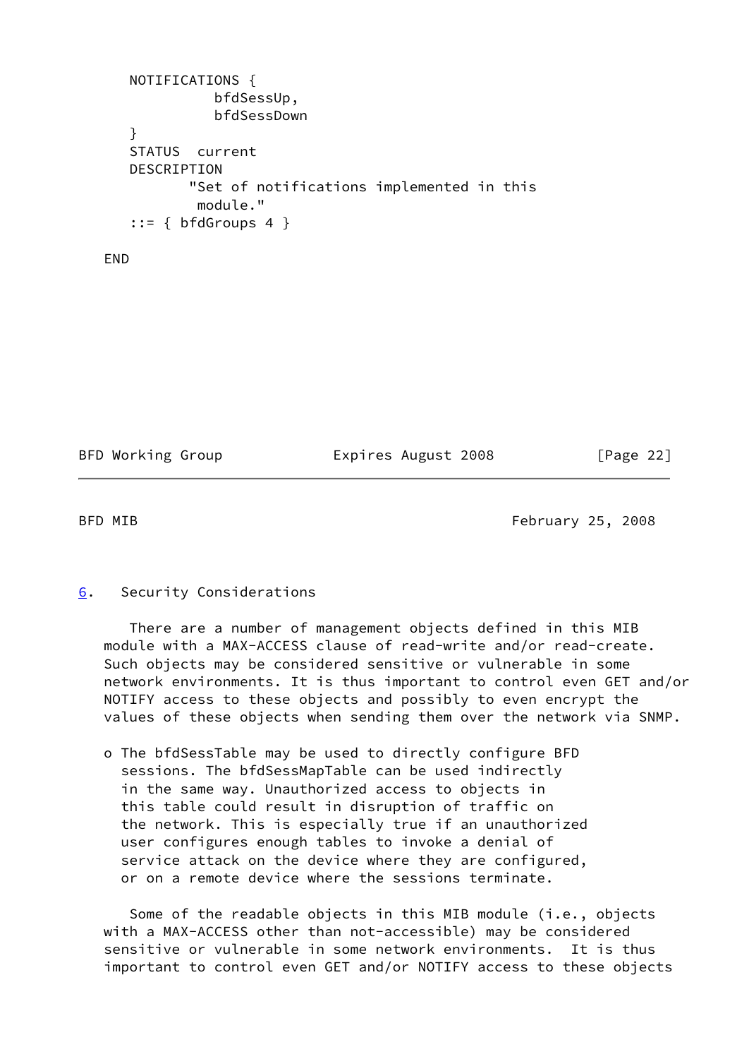```
      NOTIFICATIONS {
                bfdSessUp,
                bfdSessDown
      }
      STATUS  current
      DESCRIPTION
             "Set of notifications implemented in this
              module."
      ::= { bfdGroups 4 }

   END
```

## 6. Security Considerations

There are a number of management objects defined in this MIB module with a MAX-ACCESS clause of read-write and/or read-create. Such objects may be considered sensitive or vulnerable in some network environments. It is thus important to control even GET and/or NOTIFY access to these objects and possibly to even encrypt the values of these objects when sending them over the network via SNMP.

- The bfdSessTable may be used to directly configure BFD sessions. The bfdSessMapTable can be used indirectly in the same way. Unauthorized access to objects in this table could result in disruption of traffic on the network. This is especially true if an unauthorized user configures enough tables to invoke a denial of service attack on the device where they are configured, or on a remote device where the sessions terminate.

Some of the readable objects in this MIB module (i.e., objects with a MAX-ACCESS other than not-accessible) may be considered sensitive or vulnerable in some network environments. It is thus important to control even GET and/or NOTIFY access to these objects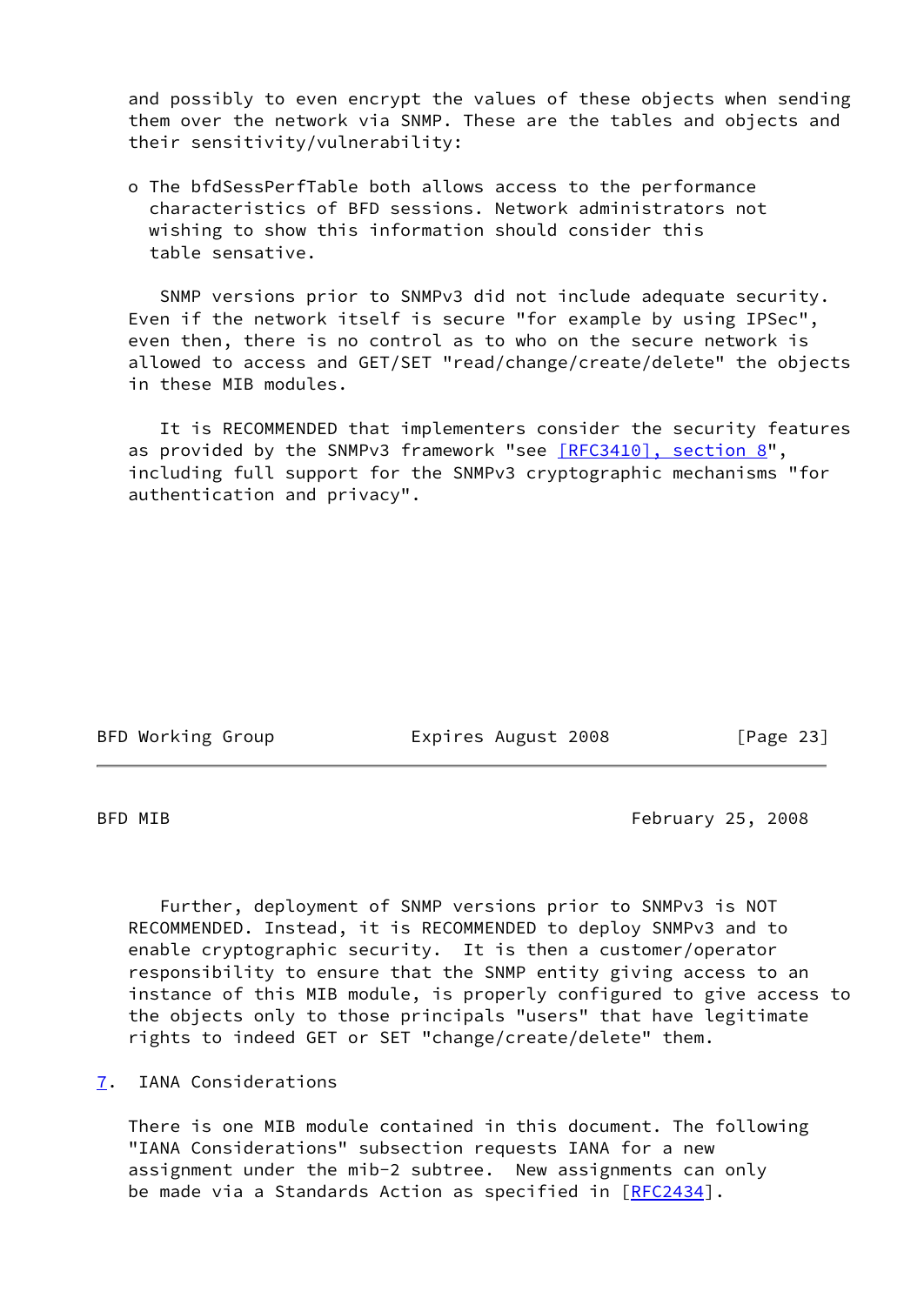and possibly to even encrypt the values of these objects when sending them over the network via SNMP. These are the tables and objects and their sensitivity/vulnerability:

- The bfdSessPerfTable both allows access to the performance characteristics of BFD sessions. Network administrators not wishing to show this information should consider this table sensative.

SNMP versions prior to SNMPv3 did not include adequate security. Even if the network itself is secure "for example by using IPSec", even then, there is no control as to who on the secure network is allowed to access and GET/SET "read/change/create/delete" the objects in these MIB modules.

It is RECOMMENDED that implementers consider the security features as provided by the SNMPv3 framework "see [RFC3410], section 8", including full support for the SNMPv3 cryptographic mechanisms "for authentication and privacy".

Further, deployment of SNMP versions prior to SNMPv3 is NOT RECOMMENDED. Instead, it is RECOMMENDED to deploy SNMPv3 and to enable cryptographic security. It is then a customer/operator responsibility to ensure that the SNMP entity giving access to an instance of this MIB module, is properly configured to give access to the objects only to those principals "users" that have legitimate rights to indeed GET or SET "change/create/delete" them.

## 7. IANA Considerations

There is one MIB module contained in this document. The following "IANA Considerations" subsection requests IANA for a new assignment under the mib-2 subtree. New assignments can only be made via a Standards Action as specified in [RFC2434].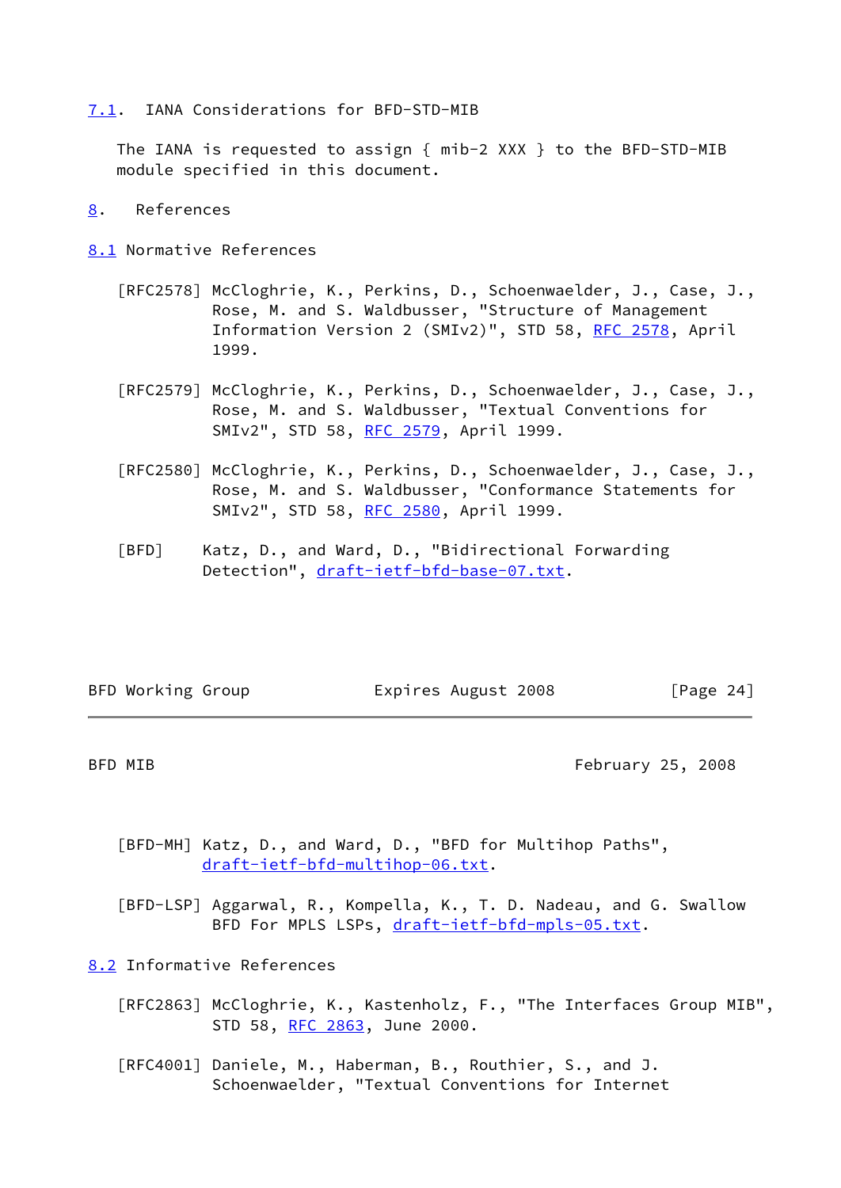## 7.1. IANA Considerations for BFD-STD-MIB

The IANA is requested to assign { mib-2 XXX } to the BFD-STD-MIB module specified in this document.

# 8. References

## 8.1 Normative References

[RFC2578] McCloghrie, K., Perkins, D., Schoenwaelder, J., Case, J., Rose, M. and S. Waldbusser, "Structure of Management Information Version 2 (SMIv2)", STD 58, RFC 2578, April 1999.

[RFC2579] McCloghrie, K., Perkins, D., Schoenwaelder, J., Case, J., Rose, M. and S. Waldbusser, "Textual Conventions for SMIv2", STD 58, RFC 2579, April 1999.

[RFC2580] McCloghrie, K., Perkins, D., Schoenwaelder, J., Case, J., Rose, M. and S. Waldbusser, "Conformance Statements for SMIv2", STD 58, RFC 2580, April 1999.

[BFD] Katz, D., and Ward, D., "Bidirectional Forwarding Detection", draft-ietf-bfd-base-07.txt.

[BFD-MH] Katz, D., and Ward, D., "BFD for Multihop Paths", draft-ietf-bfd-multihop-06.txt.

[BFD-LSP] Aggarwal, R., Kompella, K., T. D. Nadeau, and G. Swallow BFD For MPLS LSPs, draft-ietf-bfd-mpls-05.txt.

## 8.2 Informative References

[RFC2863] McCloghrie, K., Kastenholz, F., "The Interfaces Group MIB", STD 58, RFC 2863, June 2000.

[RFC4001] Daniele, M., Haberman, B., Routhier, S., and J. Schoenwaelder, "Textual Conventions for Internet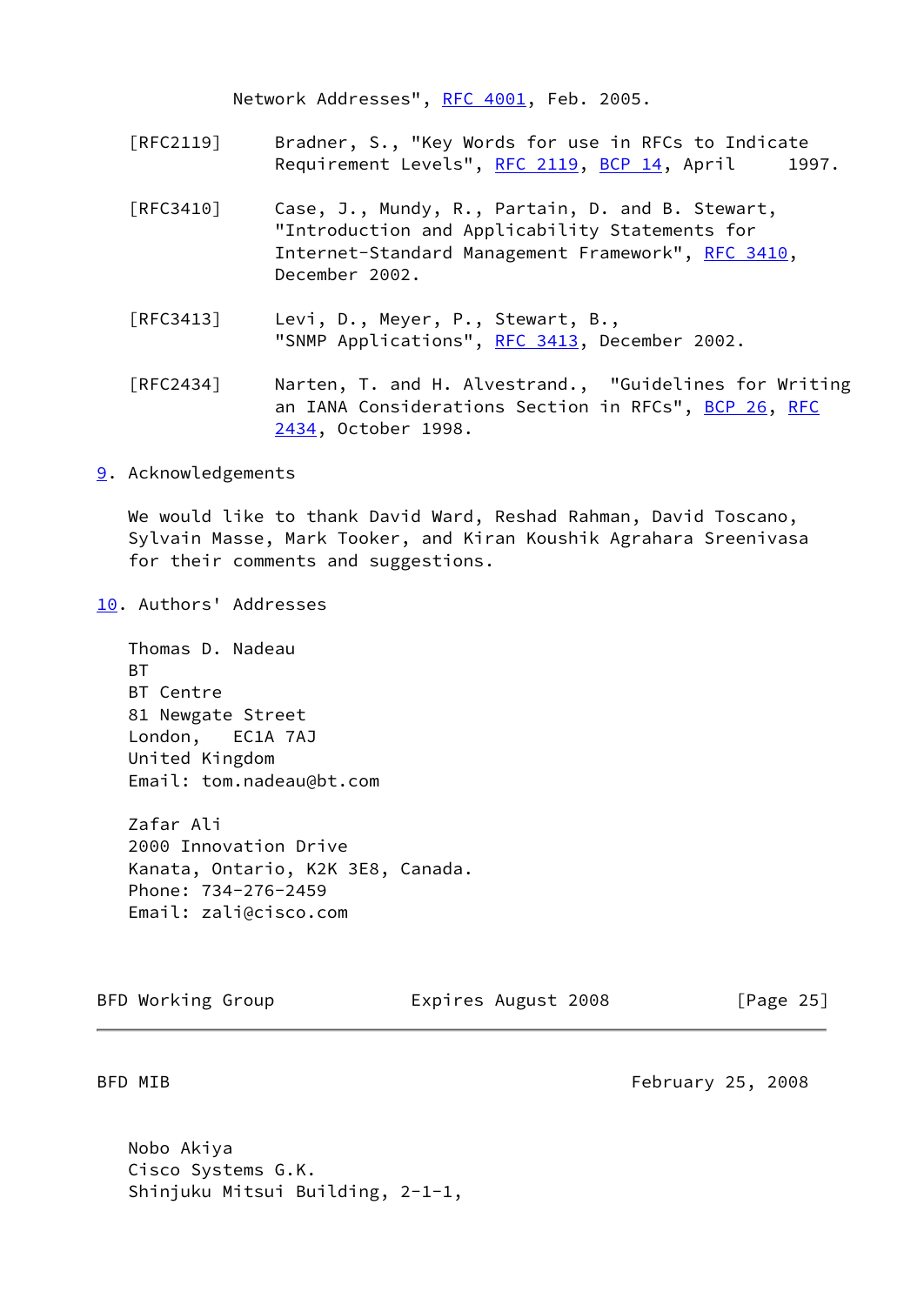Network Addresses", RFC 4001, Feb. 2005.

[RFC2119] Bradner, S., "Key Words for use in RFCs to Indicate Requirement Levels", RFC 2119, BCP 14, April 1997.

[RFC3410] Case, J., Mundy, R., Partain, D. and B. Stewart, "Introduction and Applicability Statements for Internet-Standard Management Framework", RFC 3410, December 2002.

[RFC3413] Levi, D., Meyer, P., Stewart, B., "SNMP Applications", RFC 3413, December 2002.

[RFC2434] Narten, T. and H. Alvestrand., "Guidelines for Writing an IANA Considerations Section in RFCs", BCP 26, RFC 2434, October 1998.

## 9. Acknowledgements

We would like to thank David Ward, Reshad Rahman, David Toscano, Sylvain Masse, Mark Tooker, and Kiran Koushik Agrahara Sreenivasa for their comments and suggestions.

## 10. Authors' Addresses

Thomas D. Nadeau
BT
BT Centre
81 Newgate Street
London, EC1A 7AJ
United Kingdom
Email: tom.nadeau@bt.com

Zafar Ali
2000 Innovation Drive
Kanata, Ontario, K2K 3E8, Canada.
Phone: 734-276-2459
Email: zali@cisco.com

Nobo Akiya
Cisco Systems G.K.
Shinjuku Mitsui Building, 2-1-1,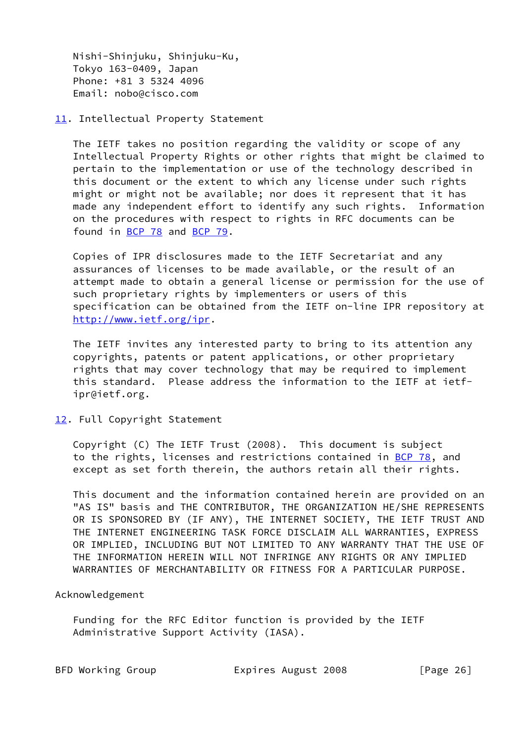Nishi-Shinjuku, Shinjuku-Ku,
Tokyo 163-0409, Japan
Phone: +81 3 5324 4096
Email: nobo@cisco.com

## 11. Intellectual Property Statement

The IETF takes no position regarding the validity or scope of any Intellectual Property Rights or other rights that might be claimed to pertain to the implementation or use of the technology described in this document or the extent to which any license under such rights might or might not be available; nor does it represent that it has made any independent effort to identify any such rights. Information on the procedures with respect to rights in RFC documents can be found in BCP 78 and BCP 79.

Copies of IPR disclosures made to the IETF Secretariat and any assurances of licenses to be made available, or the result of an attempt made to obtain a general license or permission for the use of such proprietary rights by implementers or users of this specification can be obtained from the IETF on-line IPR repository at http://www.ietf.org/ipr.

The IETF invites any interested party to bring to its attention any copyrights, patents or patent applications, or other proprietary rights that may cover technology that may be required to implement this standard. Please address the information to the IETF at ietf-ipr@ietf.org.

## 12. Full Copyright Statement

Copyright (C) The IETF Trust (2008). This document is subject to the rights, licenses and restrictions contained in BCP 78, and except as set forth therein, the authors retain all their rights.

This document and the information contained herein are provided on an "AS IS" basis and THE CONTRIBUTOR, THE ORGANIZATION HE/SHE REPRESENTS OR IS SPONSORED BY (IF ANY), THE INTERNET SOCIETY, THE IETF TRUST AND THE INTERNET ENGINEERING TASK FORCE DISCLAIM ALL WARRANTIES, EXPRESS OR IMPLIED, INCLUDING BUT NOT LIMITED TO ANY WARRANTY THAT THE USE OF THE INFORMATION HEREIN WILL NOT INFRINGE ANY RIGHTS OR ANY IMPLIED WARRANTIES OF MERCHANTABILITY OR FITNESS FOR A PARTICULAR PURPOSE.

## Acknowledgement

Funding for the RFC Editor function is provided by the IETF Administrative Support Activity (IASA).